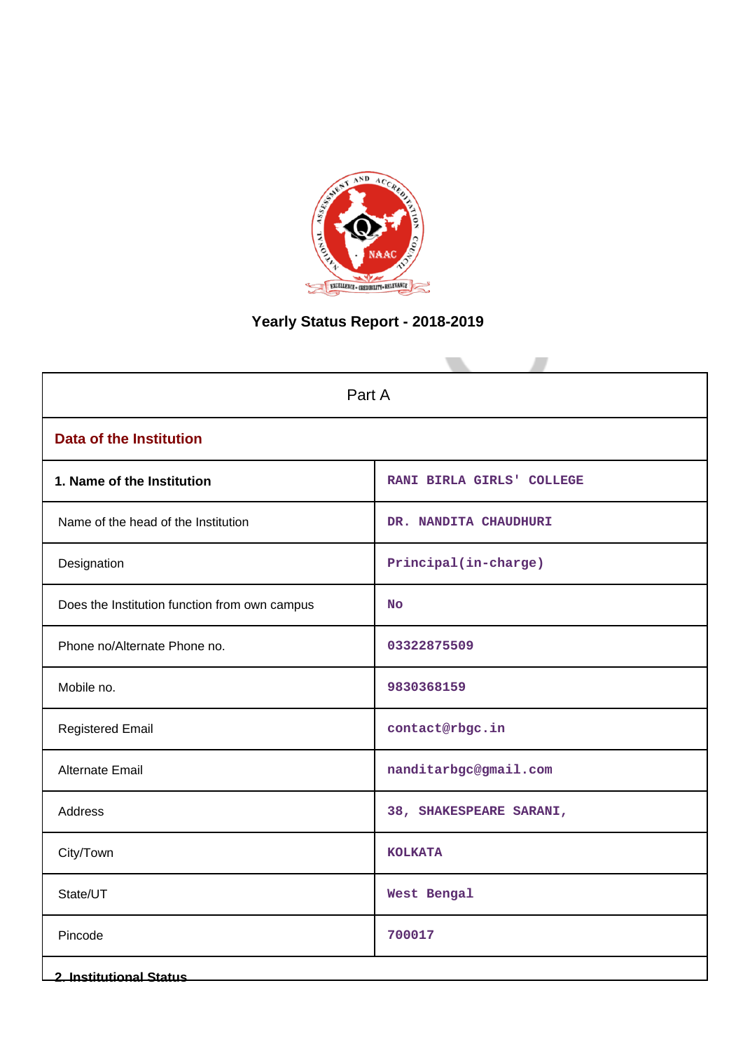# Yearly Status Report - 2018-2019

| Part A | |
|---|---|
| **Data of the Institution** | |
| **1. Name of the Institution** | RANI BIRLA GIRLS' COLLEGE |
| Name of the head of the Institution | DR. NANDITA CHAUDHURI |
| Designation | Principal(in-charge) |
| Does the Institution function from own campus | No |
| Phone no/Alternate Phone no. | 03322875509 |
| Mobile no. | 9830368159 |
| Registered Email | contact@rbgc.in |
| Alternate Email | nanditarbgc@gmail.com |
| Address | 38, SHAKESPEARE SARANI, |
| City/Town | KOLKATA |
| State/UT | West Bengal |
| Pincode | 700017 |
| **2. Institutional Status** | |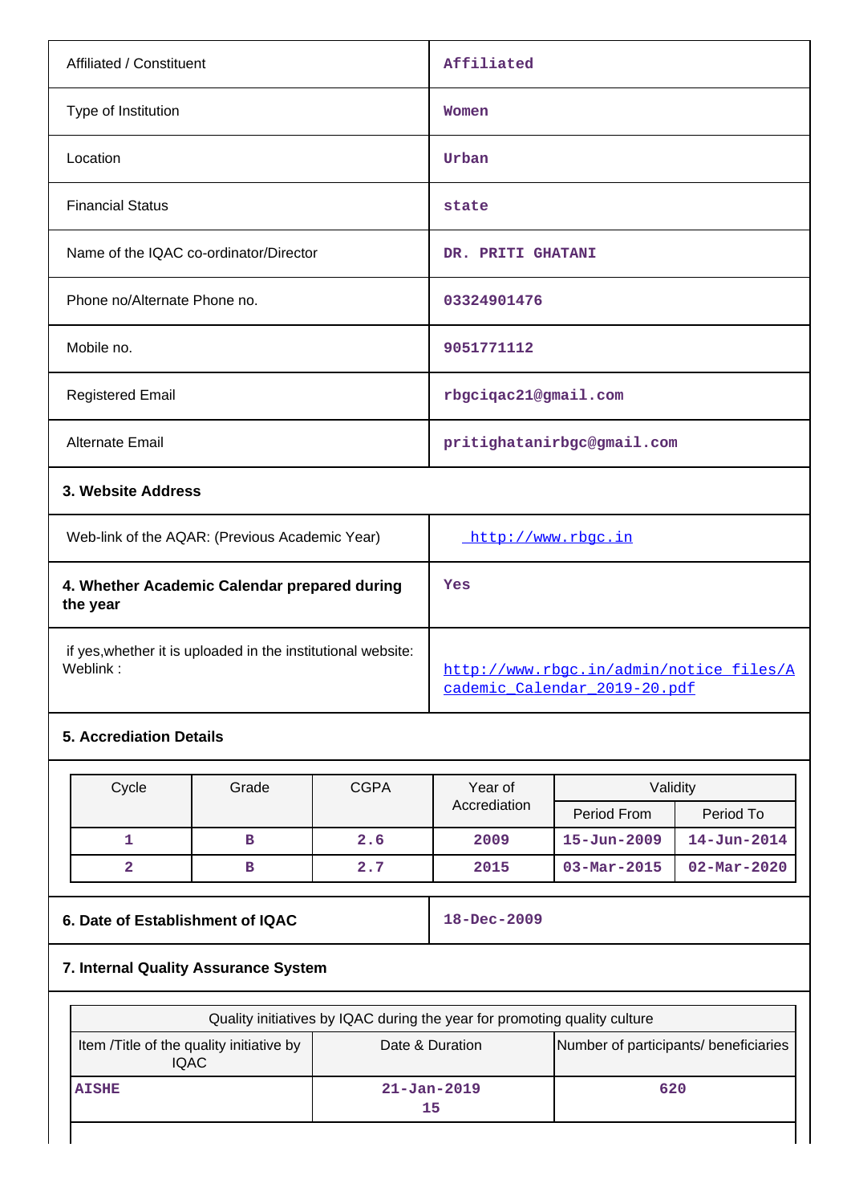| | |
|---|---|
| Affiliated / Constituent | Affiliated |
| Type of Institution | Women |
| Location | Urban |
| Financial Status | state |
| Name of the IQAC co-ordinator/Director | DR. PRITI GHATANI |
| Phone no/Alternate Phone no. | 03324901476 |
| Mobile no. | 9051771112 |
| Registered Email | rbgciqac21@gmail.com |
| Alternate Email | pritighatanirbgc@gmail.com |

**3. Website Address**

| | |
|---|---|
| Web-link of the AQAR: (Previous Academic Year) | http://www.rbgc.in |
| **4. Whether Academic Calendar prepared during the year** | Yes |
| if yes,whether it is uploaded in the institutional website: Weblink : | http://www.rbgc.in/admin/notice_files/Academic_Calendar_2019-20.pdf |

**5. Accrediation Details**

| Cycle | Grade | CGPA | Year of Accrediation | Validity | |
|---|---|---|---|---|---|
| | | | | Period From | Period To |
| 1 | B | 2.6 | 2009 | 15-Jun-2009 | 14-Jun-2014 |
| 2 | B | 2.7 | 2015 | 03-Mar-2015 | 02-Mar-2020 |

| | |
|---|---|
| **6. Date of Establishment of IQAC** | 18-Dec-2009 |

**7. Internal Quality Assurance System**

| Quality initiatives by IQAC during the year for promoting quality culture | | |
|---|---|---|
| Item /Title of the quality initiative by IQAC | Date & Duration | Number of participants/ beneficiaries |
| AISHE | 21-Jan-2019<br>15 | 620 |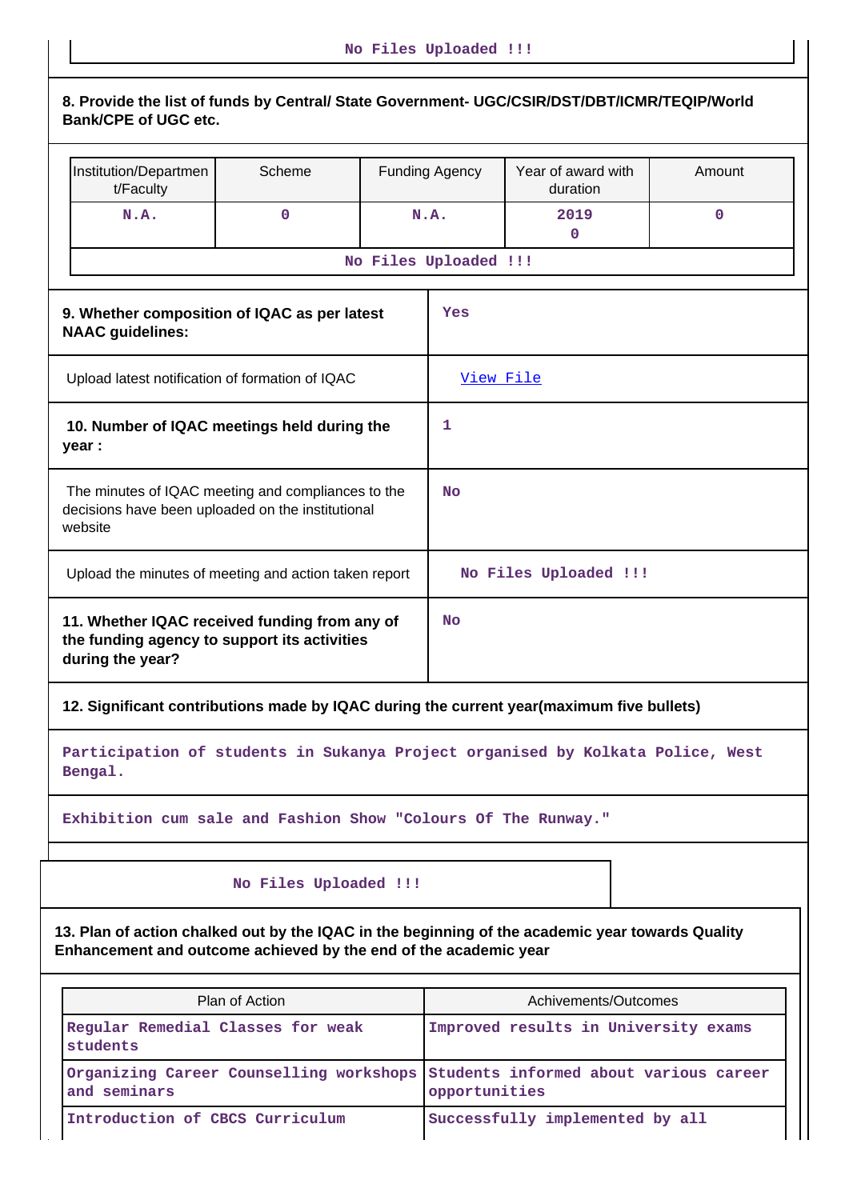No Files Uploaded !!!

**8. Provide the list of funds by Central/ State Government- UGC/CSIR/DST/DBT/ICMR/TEQIP/World Bank/CPE of UGC etc.**

| Institution/Department/Faculty | Scheme | Funding Agency | Year of award with duration | Amount |
|---|---|---|---|---|
| N.A. | 0 | N.A. | 2019<br>0 | 0 |

No Files Uploaded !!!

| | |
|---|---|
| **9. Whether composition of IQAC as per latest NAAC guidelines:** | Yes |
| Upload latest notification of formation of IQAC | View File |
| **10. Number of IQAC meetings held during the year :** | 1 |
| The minutes of IQAC meeting and compliances to the decisions have been uploaded on the institutional website | No |
| Upload the minutes of meeting and action taken report | No Files Uploaded !!! |
| **11. Whether IQAC received funding from any of the funding agency to support its activities during the year?** | No |

**12. Significant contributions made by IQAC during the current year(maximum five bullets)**

Participation of students in Sukanya Project organised by Kolkata Police, West Bengal.

Exhibition cum sale and Fashion Show "Colours Of The Runway."

No Files Uploaded !!!

**13. Plan of action chalked out by the IQAC in the beginning of the academic year towards Quality Enhancement and outcome achieved by the end of the academic year**

| Plan of Action | Achivements/Outcomes |
|---|---|
| Regular Remedial Classes for weak students | Improved results in University exams |
| Organizing Career Counselling workshops and seminars | Students informed about various career opportunities |
| Introduction of CBCS Curriculum | Successfully implemented by all |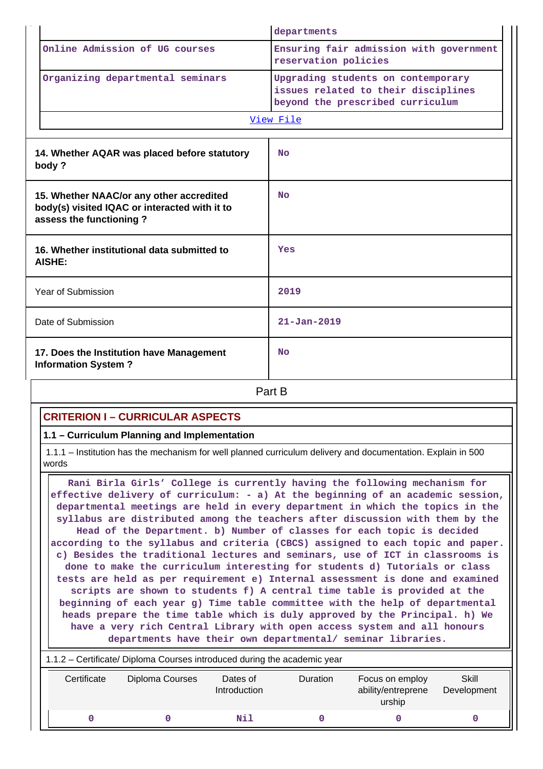| | |
|---|---|
| | departments |
| Online Admission of UG courses | Ensuring fair admission with government reservation policies |
| Organizing departmental seminars | Upgrading students on contemporary issues related to their disciplines beyond the prescribed curriculum |

View File

| | |
|---|---|
| **14. Whether AQAR was placed before statutory body ?** | No |
| **15. Whether NAAC/or any other accredited body(s) visited IQAC or interacted with it to assess the functioning ?** | No |
| **16. Whether institutional data submitted to AISHE:** | Yes |
| Year of Submission | 2019 |
| Date of Submission | 21-Jan-2019 |
| **17. Does the Institution have Management Information System ?** | No |

## Part B

## CRITERION I – CURRICULAR ASPECTS

### 1.1 – Curriculum Planning and Implementation

1.1.1 – Institution has the mechanism for well planned curriculum delivery and documentation. Explain in 500 words

Rani Birla Girls' College is currently having the following mechanism for effective delivery of curriculum: - a) At the beginning of an academic session, departmental meetings are held in every department in which the topics in the syllabus are distributed among the teachers after discussion with them by the Head of the Department. b) Number of classes for each topic is decided according to the syllabus and criteria (CBCS) assigned to each topic and paper. c) Besides the traditional lectures and seminars, use of ICT in classrooms is done to make the curriculum interesting for students d) Tutorials or class tests are held as per requirement e) Internal assessment is done and examined scripts are shown to students f) A central time table is provided at the beginning of each year g) Time table committee with the help of departmental heads prepare the time table which is duly approved by the Principal. h) We have a very rich Central Library with open access system and all honours departments have their own departmental/ seminar libraries.

1.1.2 – Certificate/ Diploma Courses introduced during the academic year

| Certificate | Diploma Courses | Dates of Introduction | Duration | Focus on employ ability/entrepreneurship | Skill Development |
|---|---|---|---|---|---|
| 0 | 0 | Nil | 0 | 0 | 0 |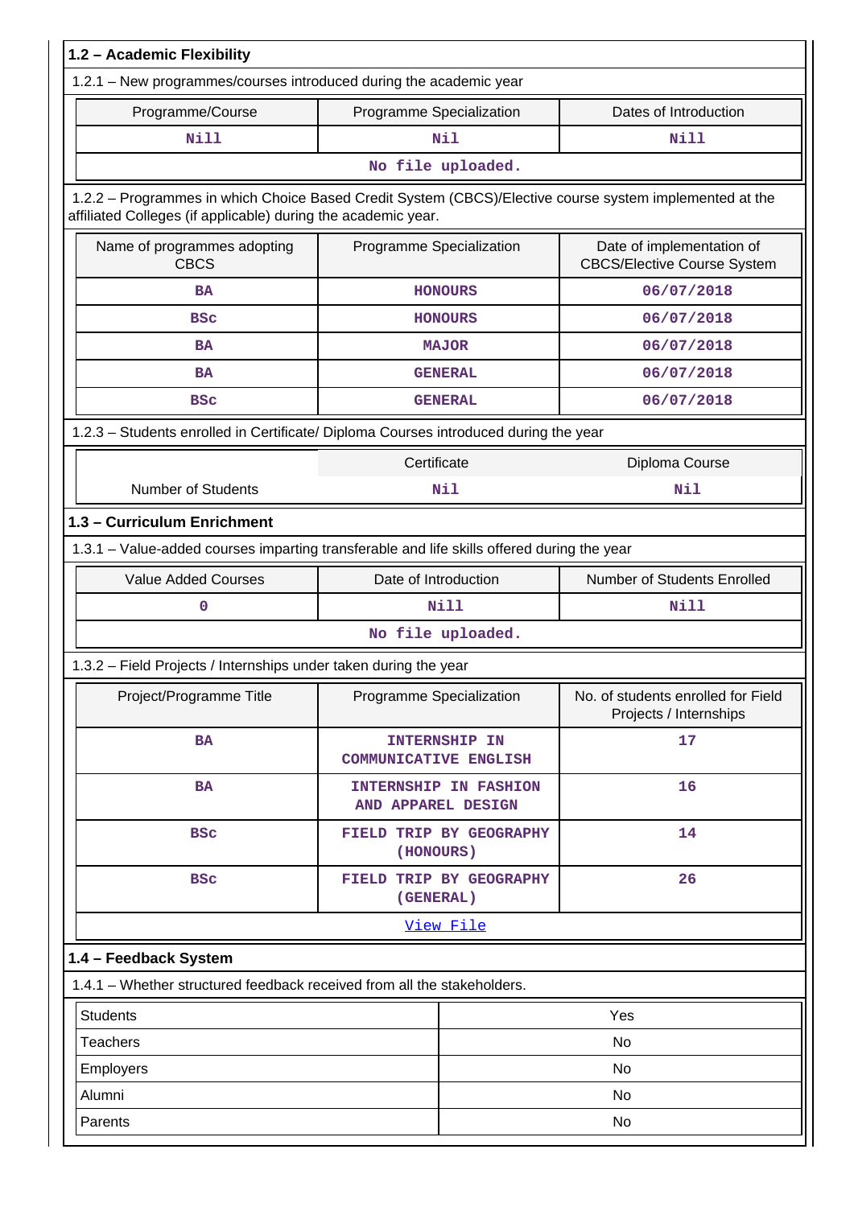## 1.2 – Academic Flexibility

1.2.1 – New programmes/courses introduced during the academic year

| Programme/Course | Programme Specialization | Dates of Introduction |
|---|---|---|
| Nill | Nil | Nill |
| No file uploaded. | | |

1.2.2 – Programmes in which Choice Based Credit System (CBCS)/Elective course system implemented at the affiliated Colleges (if applicable) during the academic year.

| Name of programmes adopting CBCS | Programme Specialization | Date of implementation of CBCS/Elective Course System |
|---|---|---|
| BA | HONOURS | 06/07/2018 |
| BSc | HONOURS | 06/07/2018 |
| BA | MAJOR | 06/07/2018 |
| BA | GENERAL | 06/07/2018 |
| BSc | GENERAL | 06/07/2018 |

1.2.3 – Students enrolled in Certificate/ Diploma Courses introduced during the year

| | Certificate | Diploma Course |
|---|---|---|
| Number of Students | Nil | Nil |

## 1.3 – Curriculum Enrichment

1.3.1 – Value-added courses imparting transferable and life skills offered during the year

| Value Added Courses | Date of Introduction | Number of Students Enrolled |
|---|---|---|
| 0 | Nill | Nill |
| No file uploaded. | | |

1.3.2 – Field Projects / Internships under taken during the year

| Project/Programme Title | Programme Specialization | No. of students enrolled for Field Projects / Internships |
|---|---|---|
| BA | INTERNSHIP IN COMMUNICATIVE ENGLISH | 17 |
| BA | INTERNSHIP IN FASHION AND APPAREL DESIGN | 16 |
| BSc | FIELD TRIP BY GEOGRAPHY (HONOURS) | 14 |
| BSc | FIELD TRIP BY GEOGRAPHY (GENERAL) | 26 |
| View File | | |

## 1.4 – Feedback System

1.4.1 – Whether structured feedback received from all the stakeholders.

| | |
|---|---|
| Students | Yes |
| Teachers | No |
| Employers | No |
| Alumni | No |
| Parents | No |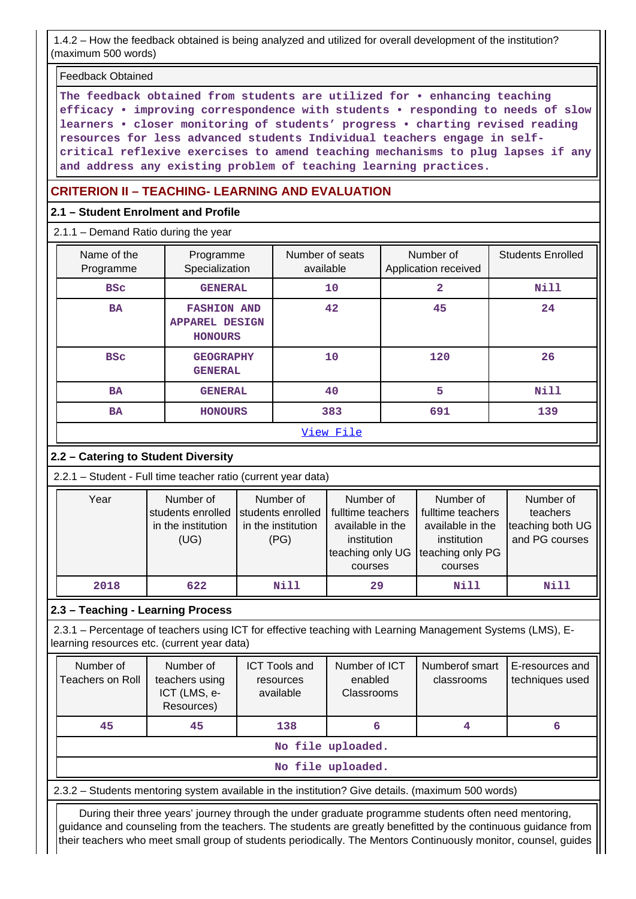1.4.2 – How the feedback obtained is being analyzed and utilized for overall development of the institution? (maximum 500 words)

Feedback Obtained

The feedback obtained from students are utilized for • enhancing teaching efficacy • improving correspondence with students • responding to needs of slow learners • closer monitoring of students' progress • charting revised reading resources for less advanced students Individual teachers engage in self-critical reflexive exercises to amend teaching mechanisms to plug lapses if any and address any existing problem of teaching learning practices.

## CRITERION II – TEACHING- LEARNING AND EVALUATION

### 2.1 – Student Enrolment and Profile

2.1.1 – Demand Ratio during the year

| Name of the Programme | Programme Specialization | Number of seats available | Number of Application received | Students Enrolled |
|---|---|---|---|---|
| BSc | GENERAL | 10 | 2 | Nill |
| BA | FASHION AND APPAREL DESIGN HONOURS | 42 | 45 | 24 |
| BSc | GEOGRAPHY GENERAL | 10 | 120 | 26 |
| BA | GENERAL | 40 | 5 | Nill |
| BA | HONOURS | 383 | 691 | 139 |
| View File | | | | |

### 2.2 – Catering to Student Diversity

2.2.1 – Student - Full time teacher ratio (current year data)

| Year | Number of students enrolled in the institution (UG) | Number of students enrolled in the institution (PG) | Number of fulltime teachers available in the institution teaching only UG courses | Number of fulltime teachers available in the institution teaching only PG courses | Number of teachers teaching both UG and PG courses |
|---|---|---|---|---|---|
| 2018 | 622 | Nill | 29 | Nill | Nill |

### 2.3 – Teaching - Learning Process

2.3.1 – Percentage of teachers using ICT for effective teaching with Learning Management Systems (LMS), E-learning resources etc. (current year data)

| Number of Teachers on Roll | Number of teachers using ICT (LMS, e-Resources) | ICT Tools and resources available | Number of ICT enabled Classrooms | Numberof smart classrooms | E-resources and techniques used |
|---|---|---|---|---|---|
| 45 | 45 | 138 | 6 | 4 | 6 |
| No file uploaded. | | | | | |
| No file uploaded. | | | | | |

2.3.2 – Students mentoring system available in the institution? Give details. (maximum 500 words)

During their three years' journey through the under graduate programme students often need mentoring, guidance and counseling from the teachers. The students are greatly benefitted by the continuous guidance from their teachers who meet small group of students periodically. The Mentors Continuously monitor, counsel, guides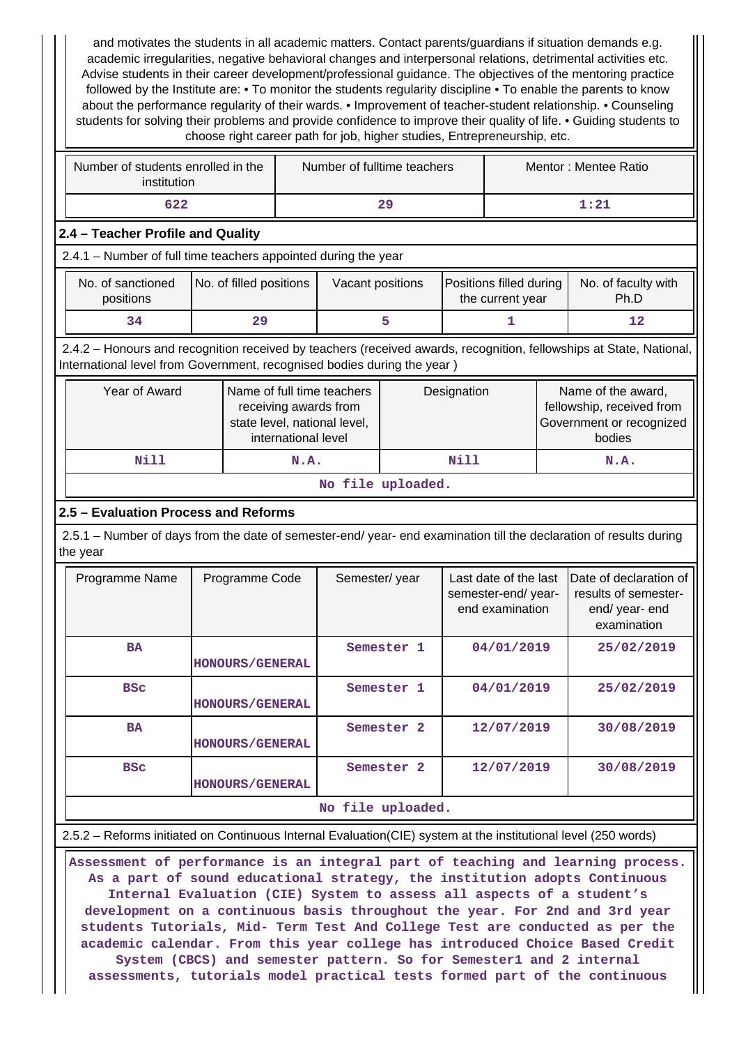and motivates the students in all academic matters. Contact parents/guardians if situation demands e.g. academic irregularities, negative behavioral changes and interpersonal relations, detrimental activities etc. Advise students in their career development/professional guidance. The objectives of the mentoring practice followed by the Institute are: • To monitor the students regularity discipline • To enable the parents to know about the performance regularity of their wards. • Improvement of teacher-student relationship. • Counseling students for solving their problems and provide confidence to improve their quality of life. • Guiding students to choose right career path for job, higher studies, Entrepreneurship, etc.

| Number of students enrolled in the institution | Number of fulltime teachers | Mentor : Mentee Ratio |
|---|---|---|
| 622 | 29 | 1:21 |

### 2.4 – Teacher Profile and Quality

2.4.1 – Number of full time teachers appointed during the year

| No. of sanctioned positions | No. of filled positions | Vacant positions | Positions filled during the current year | No. of faculty with Ph.D |
|---|---|---|---|---|
| 34 | 29 | 5 | 1 | 12 |

2.4.2 – Honours and recognition received by teachers (received awards, recognition, fellowships at State, National, International level from Government, recognised bodies during the year )

| Year of Award | Name of full time teachers receiving awards from state level, national level, international level | Designation | Name of the award, fellowship, received from Government or recognized bodies |
|---|---|---|---|
| Nill | N.A. | Nill | N.A. |
| No file uploaded. | | | |

### 2.5 – Evaluation Process and Reforms

2.5.1 – Number of days from the date of semester-end/ year- end examination till the declaration of results during the year

| Programme Name | Programme Code | Semester/ year | Last date of the last semester-end/ year- end examination | Date of declaration of results of semester-end/ year- end examination |
|---|---|---|---|---|
| BA | HONOURS/GENERAL | Semester 1 | 04/01/2019 | 25/02/2019 |
| BSc | HONOURS/GENERAL | Semester 1 | 04/01/2019 | 25/02/2019 |
| BA | HONOURS/GENERAL | Semester 2 | 12/07/2019 | 30/08/2019 |
| BSc | HONOURS/GENERAL | Semester 2 | 12/07/2019 | 30/08/2019 |
| No file uploaded. | | | | |

2.5.2 – Reforms initiated on Continuous Internal Evaluation(CIE) system at the institutional level (250 words)

Assessment of performance is an integral part of teaching and learning process. As a part of sound educational strategy, the institution adopts Continuous Internal Evaluation (CIE) System to assess all aspects of a student's development on a continuous basis throughout the year. For 2nd and 3rd year students Tutorials, Mid- Term Test And College Test are conducted as per the academic calendar. From this year college has introduced Choice Based Credit System (CBCS) and semester pattern. So for Semester1 and 2 internal assessments, tutorials model practical tests formed part of the continuous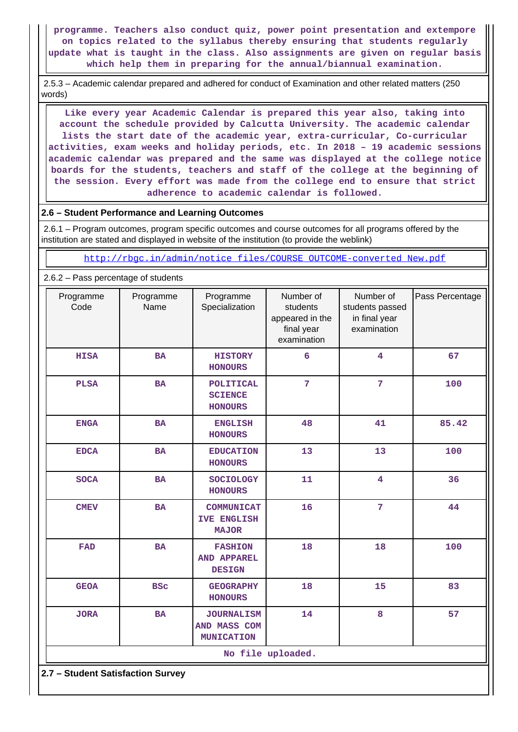programme. Teachers also conduct quiz, power point presentation and extempore on topics related to the syllabus thereby ensuring that students regularly update what is taught in the class. Also assignments are given on regular basis which help them in preparing for the annual/biannual examination.

2.5.3 – Academic calendar prepared and adhered for conduct of Examination and other related matters (250 words)

Like every year Academic Calendar is prepared this year also, taking into account the schedule provided by Calcutta University. The academic calendar lists the start date of the academic year, extra-curricular, Co-curricular activities, exam weeks and holiday periods, etc. In 2018 – 19 academic sessions academic calendar was prepared and the same was displayed at the college notice boards for the students, teachers and staff of the college at the beginning of the session. Every effort was made from the college end to ensure that strict adherence to academic calendar is followed.

**2.6 – Student Performance and Learning Outcomes**

2.6.1 – Program outcomes, program specific outcomes and course outcomes for all programs offered by the institution are stated and displayed in website of the institution (to provide the weblink)

http://rbgc.in/admin/notice_files/COURSE_OUTCOME-converted_New.pdf

2.6.2 – Pass percentage of students

| Programme Code | Programme Name | Programme Specialization | Number of students appeared in the final year examination | Number of students passed in final year examination | Pass Percentage |
|---|---|---|---|---|---|
| HISA | BA | HISTORY HONOURS | 6 | 4 | 67 |
| PLSA | BA | POLITICAL SCIENCE HONOURS | 7 | 7 | 100 |
| ENGA | BA | ENGLISH HONOURS | 48 | 41 | 85.42 |
| EDCA | BA | EDUCATION HONOURS | 13 | 13 | 100 |
| SOCA | BA | SOCIOLOGY HONOURS | 11 | 4 | 36 |
| CMEV | BA | COMMUNICATIVE ENGLISH MAJOR | 16 | 7 | 44 |
| FAD | BA | FASHION AND APPAREL DESIGN | 18 | 18 | 100 |
| GEOA | BSc | GEOGRAPHY HONOURS | 18 | 15 | 83 |
| JORA | BA | JOURNALISM AND MASS COMMUNICATION | 14 | 8 | 57 |

No file uploaded.

**2.7 – Student Satisfaction Survey**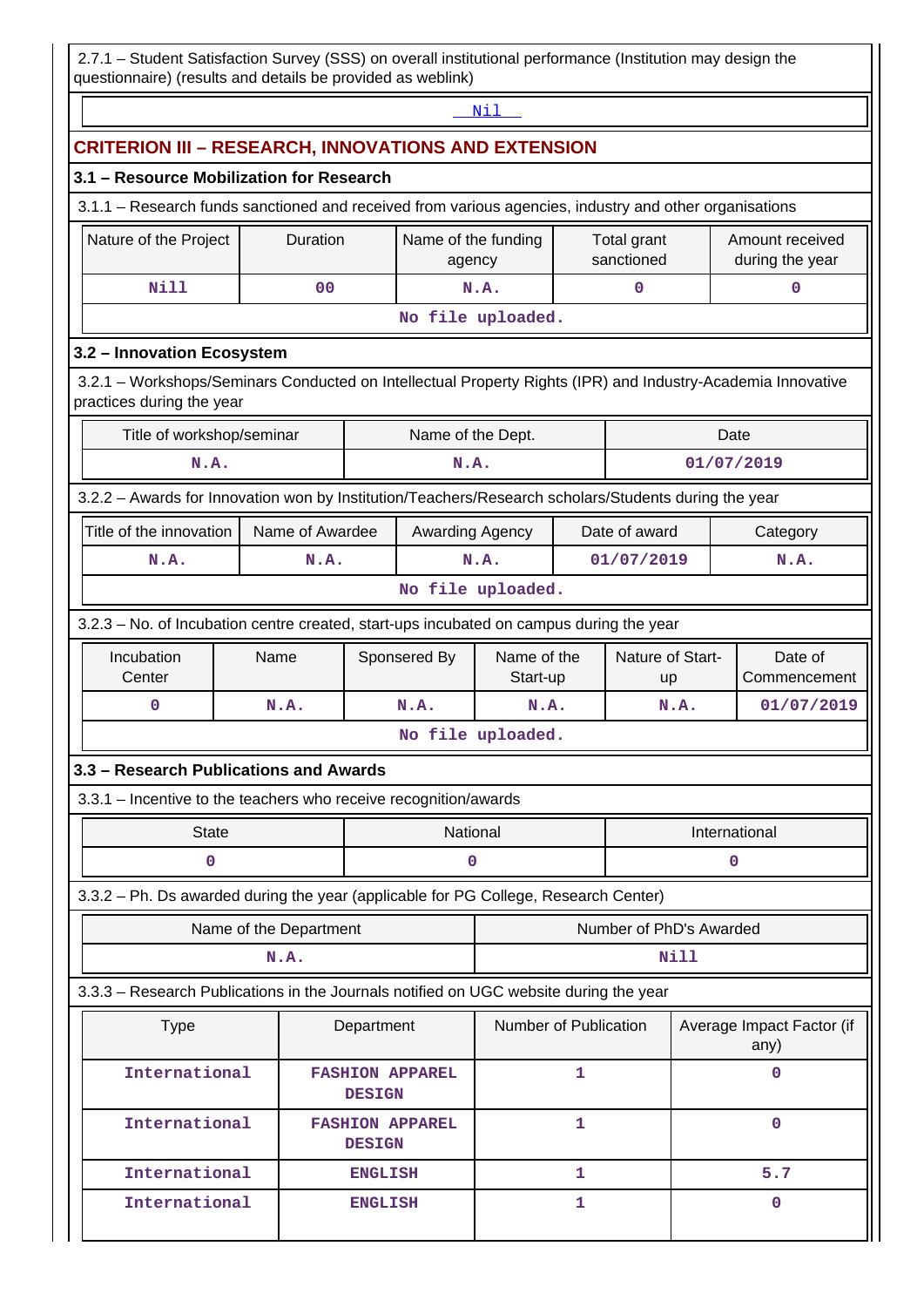2.7.1 – Student Satisfaction Survey (SSS) on overall institutional performance (Institution may design the questionnaire) (results and details be provided as weblink)

Nil

## CRITERION III – RESEARCH, INNOVATIONS AND EXTENSION

### 3.1 – Resource Mobilization for Research

3.1.1 – Research funds sanctioned and received from various agencies, industry and other organisations

| Nature of the Project | Duration | Name of the funding agency | Total grant sanctioned | Amount received during the year |
|---|---|---|---|---|
| Nill | 00 | N.A. | 0 | 0 |

No file uploaded.

### 3.2 – Innovation Ecosystem

3.2.1 – Workshops/Seminars Conducted on Intellectual Property Rights (IPR) and Industry-Academia Innovative practices during the year

| Title of workshop/seminar | Name of the Dept. | Date |
|---|---|---|
| N.A. | N.A. | 01/07/2019 |

3.2.2 – Awards for Innovation won by Institution/Teachers/Research scholars/Students during the year

| Title of the innovation | Name of Awardee | Awarding Agency | Date of award | Category |
|---|---|---|---|---|
| N.A. | N.A. | N.A. | 01/07/2019 | N.A. |

No file uploaded.

3.2.3 – No. of Incubation centre created, start-ups incubated on campus during the year

| Incubation Center | Name | Sponsered By | Name of the Start-up | Nature of Start-up | Date of Commencement |
|---|---|---|---|---|---|
| 0 | N.A. | N.A. | N.A. | N.A. | 01/07/2019 |

No file uploaded.

### 3.3 – Research Publications and Awards

3.3.1 – Incentive to the teachers who receive recognition/awards

| State | National | International |
|---|---|---|
| 0 | 0 | 0 |

3.3.2 – Ph. Ds awarded during the year (applicable for PG College, Research Center)

| Name of the Department | Number of PhD's Awarded |
|---|---|
| N.A. | Nill |

3.3.3 – Research Publications in the Journals notified on UGC website during the year

| Type | Department | Number of Publication | Average Impact Factor (if any) |
|---|---|---|---|
| International | FASHION APPAREL DESIGN | 1 | 0 |
| International | FASHION APPAREL DESIGN | 1 | 0 |
| International | ENGLISH | 1 | 5.7 |
| International | ENGLISH | 1 | 0 |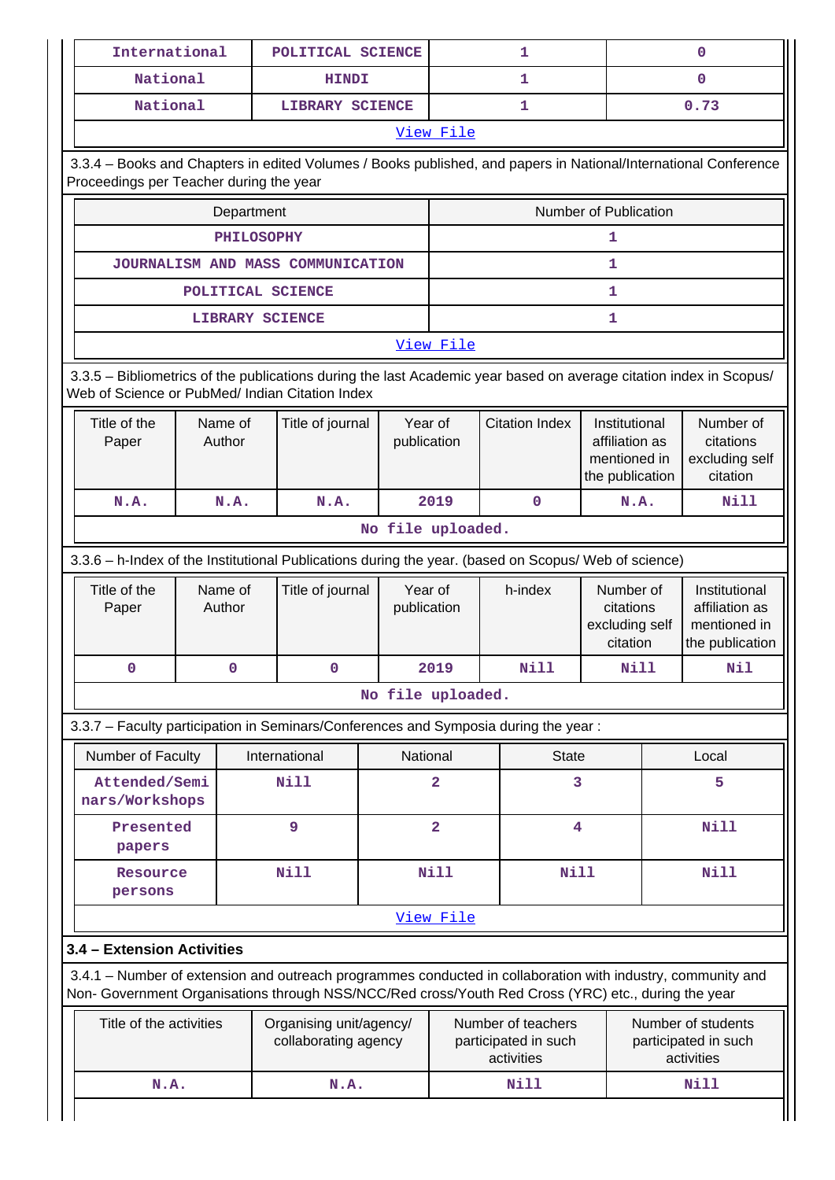| International | POLITICAL SCIENCE | 1 | 0 |
|---|---|---|---|
| National | HINDI | 1 | 0 |
| National | LIBRARY SCIENCE | 1 | 0.73 |
| View File | | | |

3.3.4 – Books and Chapters in edited Volumes / Books published, and papers in National/International Conference Proceedings per Teacher during the year

| Department | Number of Publication |
|---|---|
| PHILOSOPHY | 1 |
| JOURNALISM AND MASS COMMUNICATION | 1 |
| POLITICAL SCIENCE | 1 |
| LIBRARY SCIENCE | 1 |
| View File | |

3.3.5 – Bibliometrics of the publications during the last Academic year based on average citation index in Scopus/ Web of Science or PubMed/ Indian Citation Index

| Title of the Paper | Name of Author | Title of journal | Year of publication | Citation Index | Institutional affiliation as mentioned in the publication | Number of citations excluding self citation |
|---|---|---|---|---|---|---|
| N.A. | N.A. | N.A. | 2019 | 0 | N.A. | Nill |
| No file uploaded. | | | | | | |

3.3.6 – h-Index of the Institutional Publications during the year. (based on Scopus/ Web of science)

| Title of the Paper | Name of Author | Title of journal | Year of publication | h-index | Number of citations excluding self citation | Institutional affiliation as mentioned in the publication |
|---|---|---|---|---|---|---|
| 0 | 0 | 0 | 2019 | Nill | Nill | Nil |
| No file uploaded. | | | | | | |

3.3.7 – Faculty participation in Seminars/Conferences and Symposia during the year :

| Number of Faculty | International | National | State | Local |
|---|---|---|---|---|
| Attended/Seminars/Workshops | Nill | 2 | 3 | 5 |
| Presented papers | 9 | 2 | 4 | Nill |
| Resource persons | Nill | Nill | Nill | Nill |
| View File | | | | |

### 3.4 – Extension Activities

3.4.1 – Number of extension and outreach programmes conducted in collaboration with industry, community and Non- Government Organisations through NSS/NCC/Red cross/Youth Red Cross (YRC) etc., during the year

| Title of the activities | Organising unit/agency/ collaborating agency | Number of teachers participated in such activities | Number of students participated in such activities |
|---|---|---|---|
| N.A. | N.A. | Nill | Nill |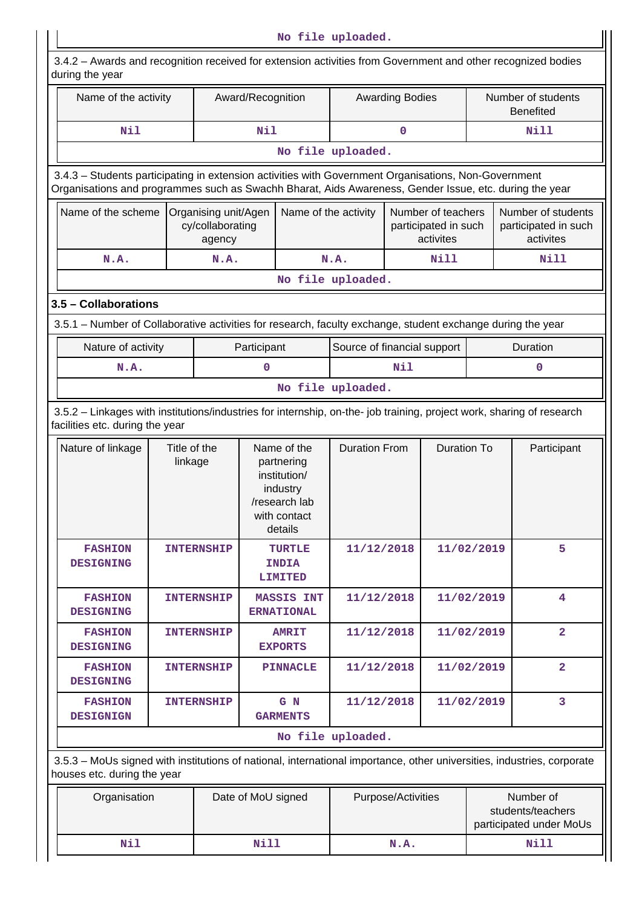No file uploaded.

3.4.2 – Awards and recognition received for extension activities from Government and other recognized bodies during the year

| Name of the activity | Award/Recognition | Awarding Bodies | Number of students Benefited |
|---|---|---|---|
| Nil | Nil | 0 | Nill |

No file uploaded.

3.4.3 – Students participating in extension activities with Government Organisations, Non-Government Organisations and programmes such as Swachh Bharat, Aids Awareness, Gender Issue, etc. during the year

| Name of the scheme | Organising unit/Agency/collaborating agency | Name of the activity | Number of teachers participated in such activites | Number of students participated in such activites |
|---|---|---|---|---|
| N.A. | N.A. | N.A. | Nill | Nill |

No file uploaded.

### 3.5 – Collaborations

3.5.1 – Number of Collaborative activities for research, faculty exchange, student exchange during the year

| Nature of activity | Participant | Source of financial support | Duration |
|---|---|---|---|
| N.A. | 0 | Nil | 0 |

No file uploaded.

3.5.2 – Linkages with institutions/industries for internship, on-the- job training, project work, sharing of research facilities etc. during the year

| Nature of linkage | Title of the linkage | Name of the partnering institution/ industry /research lab with contact details | Duration From | Duration To | Participant |
|---|---|---|---|---|---|
| FASHION DESIGNING | INTERNSHIP | TURTLE INDIA LIMITED | 11/12/2018 | 11/02/2019 | 5 |
| FASHION DESIGNING | INTERNSHIP | MASSIS INTERNATIONAL | 11/12/2018 | 11/02/2019 | 4 |
| FASHION DESIGNING | INTERNSHIP | AMRIT EXPORTS | 11/12/2018 | 11/02/2019 | 2 |
| FASHION DESIGNING | INTERNSHIP | PINNACLE | 11/12/2018 | 11/02/2019 | 2 |
| FASHION DESIGIGN | INTERNSHIP | G N GARMENTS | 11/12/2018 | 11/02/2019 | 3 |

No file uploaded.

3.5.3 – MoUs signed with institutions of national, international importance, other universities, industries, corporate houses etc. during the year

| Organisation | Date of MoU signed | Purpose/Activities | Number of students/teachers participated under MoUs |
|---|---|---|---|
| Nil | Nill | N.A. | Nill |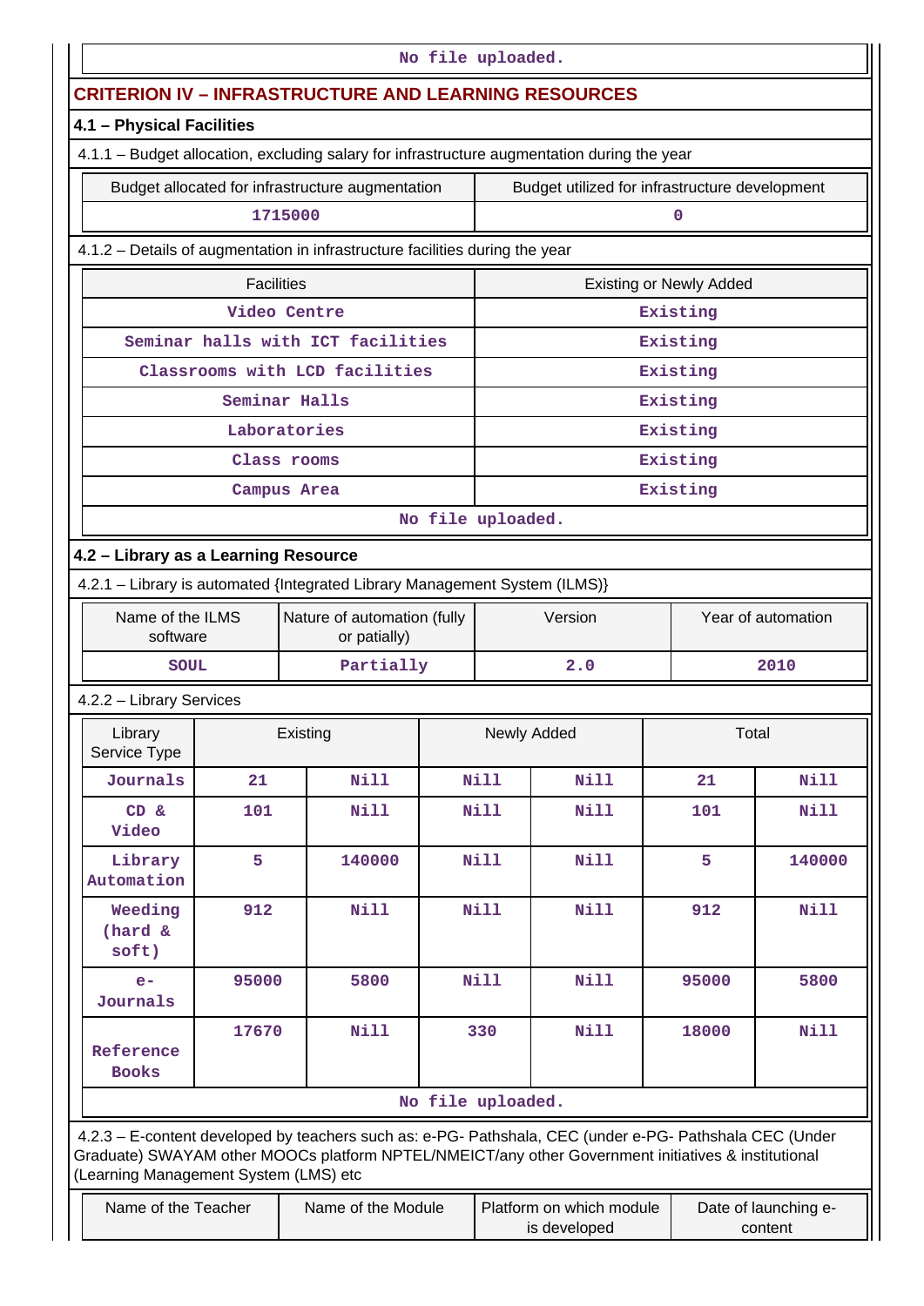No file uploaded.

## CRITERION IV – INFRASTRUCTURE AND LEARNING RESOURCES

### 4.1 – Physical Facilities

4.1.1 – Budget allocation, excluding salary for infrastructure augmentation during the year

| Budget allocated for infrastructure augmentation | Budget utilized for infrastructure development |
|---|---|
| 1715000 | 0 |

4.1.2 – Details of augmentation in infrastructure facilities during the year

| Facilities | Existing or Newly Added |
|---|---|
| Video Centre | Existing |
| Seminar halls with ICT facilities | Existing |
| Classrooms with LCD facilities | Existing |
| Seminar Halls | Existing |
| Laboratories | Existing |
| Class rooms | Existing |
| Campus Area | Existing |

No file uploaded.

### 4.2 – Library as a Learning Resource

4.2.1 – Library is automated {Integrated Library Management System (ILMS)}

| Name of the ILMS software | Nature of automation (fully or patially) | Version | Year of automation |
|---|---|---|---|
| SOUL | Partially | 2.0 | 2010 |

4.2.2 – Library Services

| Library Service Type | Existing | | Newly Added | | Total | |
|---|---|---|---|---|---|---|
| Journals | 21 | Nill | Nill | Nill | 21 | Nill |
| CD & Video | 101 | Nill | Nill | Nill | 101 | Nill |
| Library Automation | 5 | 140000 | Nill | Nill | 5 | 140000 |
| Weeding (hard & soft) | 912 | Nill | Nill | Nill | 912 | Nill |
| e-Journals | 95000 | 5800 | Nill | Nill | 95000 | 5800 |
| Reference Books | 17670 | Nill | 330 | Nill | 18000 | Nill |

No file uploaded.

4.2.3 – E-content developed by teachers such as: e-PG- Pathshala, CEC (under e-PG- Pathshala CEC (Under Graduate) SWAYAM other MOOCs platform NPTEL/NMEICT/any other Government initiatives & institutional (Learning Management System (LMS) etc

| Name of the Teacher | Name of the Module | Platform on which module is developed | Date of launching e-content |
|---|---|---|---|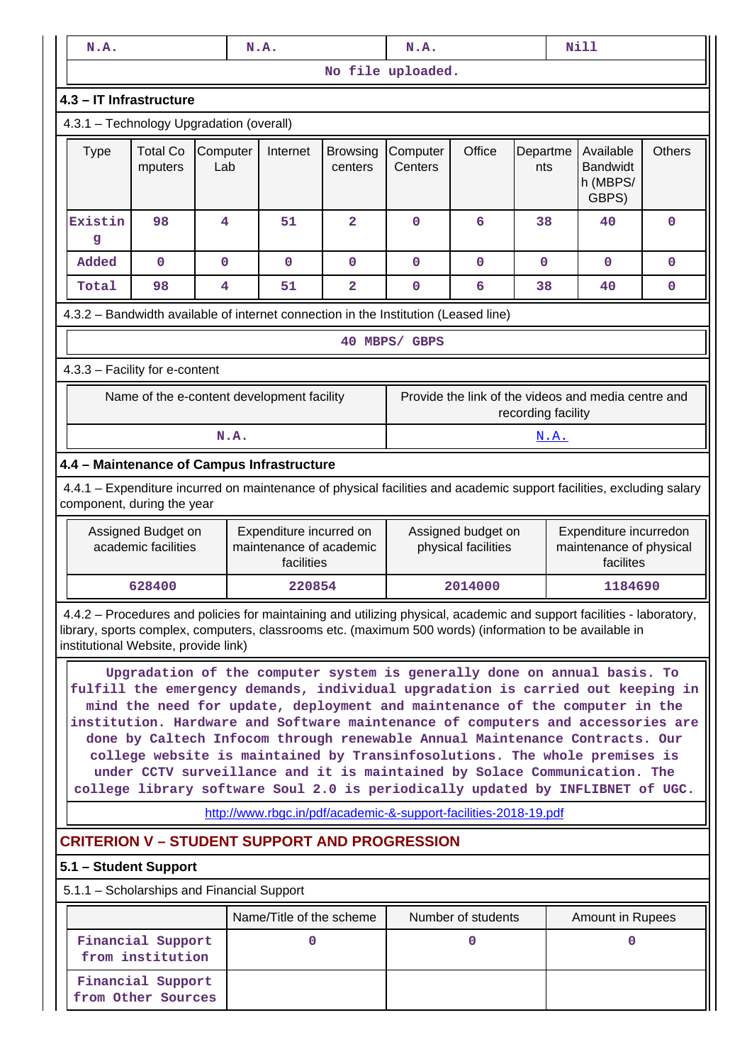| N.A. | N.A. | N.A. | Nill |
|---|---|---|---|
| No file uploaded. | | | |

### 4.3 – IT Infrastructure

4.3.1 – Technology Upgradation (overall)

| Type | Total Computers | Computer Lab | Internet | Browsing centers | Computer Centers | Office | Departments | Available Bandwidth (MBPS/ GBPS) | Others |
|---|---|---|---|---|---|---|---|---|---|
| Existing | 98 | 4 | 51 | 2 | 0 | 6 | 38 | 40 | 0 |
| Added | 0 | 0 | 0 | 0 | 0 | 0 | 0 | 0 | 0 |
| Total | 98 | 4 | 51 | 2 | 0 | 6 | 38 | 40 | 0 |

4.3.2 – Bandwidth available of internet connection in the Institution (Leased line)

40 MBPS/ GBPS

4.3.3 – Facility for e-content

| Name of the e-content development facility | Provide the link of the videos and media centre and recording facility |
|---|---|
| N.A. | N.A. |

### 4.4 – Maintenance of Campus Infrastructure

4.4.1 – Expenditure incurred on maintenance of physical facilities and academic support facilities, excluding salary component, during the year

| Assigned Budget on academic facilities | Expenditure incurred on maintenance of academic facilities | Assigned budget on physical facilities | Expenditure incurredon maintenance of physical facilites |
|---|---|---|---|
| 628400 | 220854 | 2014000 | 1184690 |

4.4.2 – Procedures and policies for maintaining and utilizing physical, academic and support facilities - laboratory, library, sports complex, computers, classrooms etc. (maximum 500 words) (information to be available in institutional Website, provide link)

Upgradation of the computer system is generally done on annual basis. To fulfill the emergency demands, individual upgradation is carried out keeping in mind the need for update, deployment and maintenance of the computer in the institution. Hardware and Software maintenance of computers and accessories are done by Caltech Infocom through renewable Annual Maintenance Contracts. Our college website is maintained by Transinfosolutions. The whole premises is under CCTV surveillance and it is maintained by Solace Communication. The college library software Soul 2.0 is periodically updated by INFLIBNET of UGC.

http://www.rbgc.in/pdf/academic-&-support-facilities-2018-19.pdf

## CRITERION V – STUDENT SUPPORT AND PROGRESSION

### 5.1 – Student Support

5.1.1 – Scholarships and Financial Support

| | Name/Title of the scheme | Number of students | Amount in Rupees |
|---|---|---|---|
| Financial Support from institution | 0 | 0 | 0 |
| Financial Support from Other Sources | | | |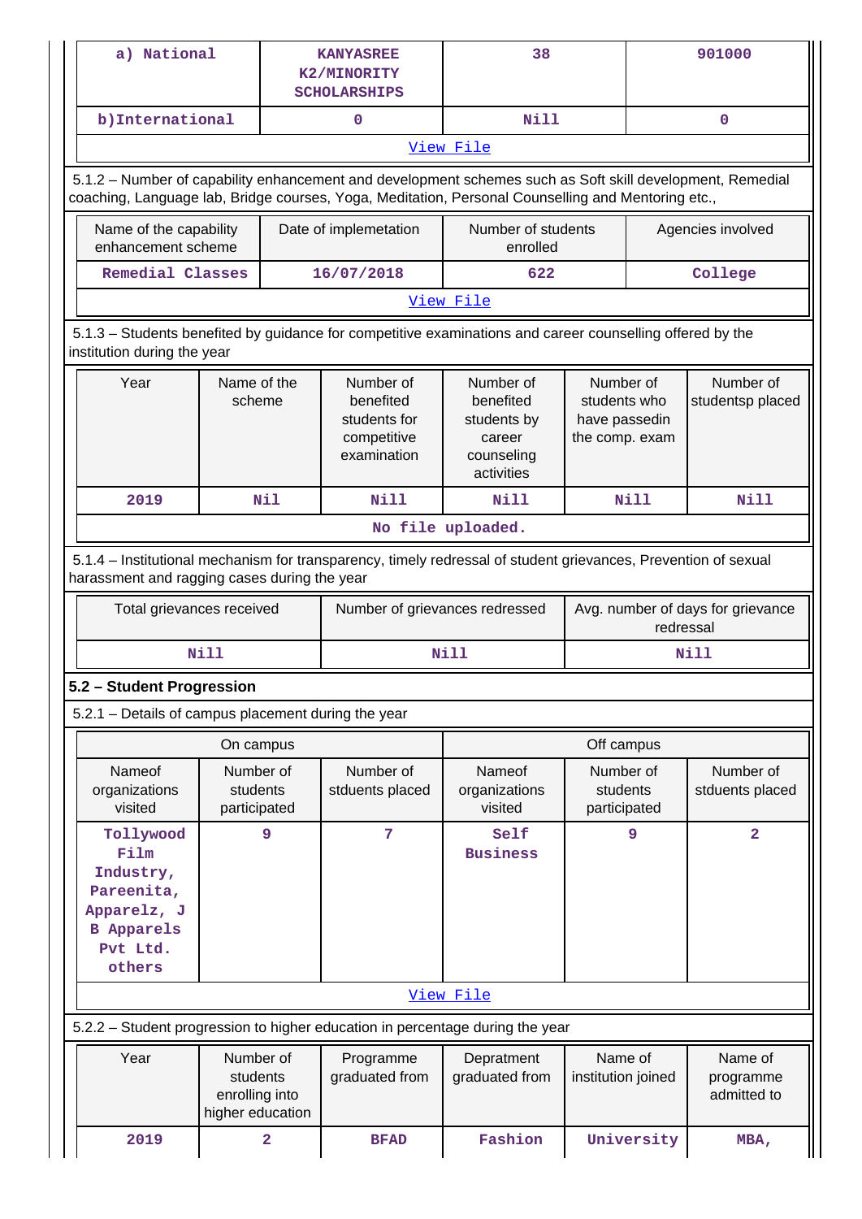| a) National | KANYASREE K2/MINORITY SCHOLARSHIPS | 38 | 901000 |
|---|---|---|---|
| b)International | 0 | Nill | 0 |
| View File | | | |

5.1.2 – Number of capability enhancement and development schemes such as Soft skill development, Remedial coaching, Language lab, Bridge courses, Yoga, Meditation, Personal Counselling and Mentoring etc.,

| Name of the capability enhancement scheme | Date of implemetation | Number of students enrolled | Agencies involved |
|---|---|---|---|
| Remedial Classes | 16/07/2018 | 622 | College |
| View File | | | |

5.1.3 – Students benefited by guidance for competitive examinations and career counselling offered by the institution during the year

| Year | Name of the scheme | Number of benefited students for competitive examination | Number of benefited students by career counseling activities | Number of students who have passedin the comp. exam | Number of studentsp placed |
|---|---|---|---|---|---|
| 2019 | Nil | Nill | Nill | Nill | Nill |
| No file uploaded. | | | | | |

5.1.4 – Institutional mechanism for transparency, timely redressal of student grievances, Prevention of sexual harassment and ragging cases during the year

| Total grievances received | Number of grievances redressed | Avg. number of days for grievance redressal |
|---|---|---|
| Nill | Nill | Nill |

## 5.2 – Student Progression

5.2.1 – Details of campus placement during the year

| On campus | | | Off campus | | |
|---|---|---|---|---|---|
| Nameof organizations visited | Number of students participated | Number of stduents placed | Nameof organizations visited | Number of students participated | Number of stduents placed |
| Tollywood Film Industry, Pareenita, Apparelz, J B Apparels Pvt Ltd. others | 9 | 7 | Self Business | 9 | 2 |
| View File | | | | | |

5.2.2 – Student progression to higher education in percentage during the year

| Year | Number of students enrolling into higher education | Programme graduated from | Depratment graduated from | Name of institution joined | Name of programme admitted to |
|---|---|---|---|---|---|
| 2019 | 2 | BFAD | Fashion | University | MBA, |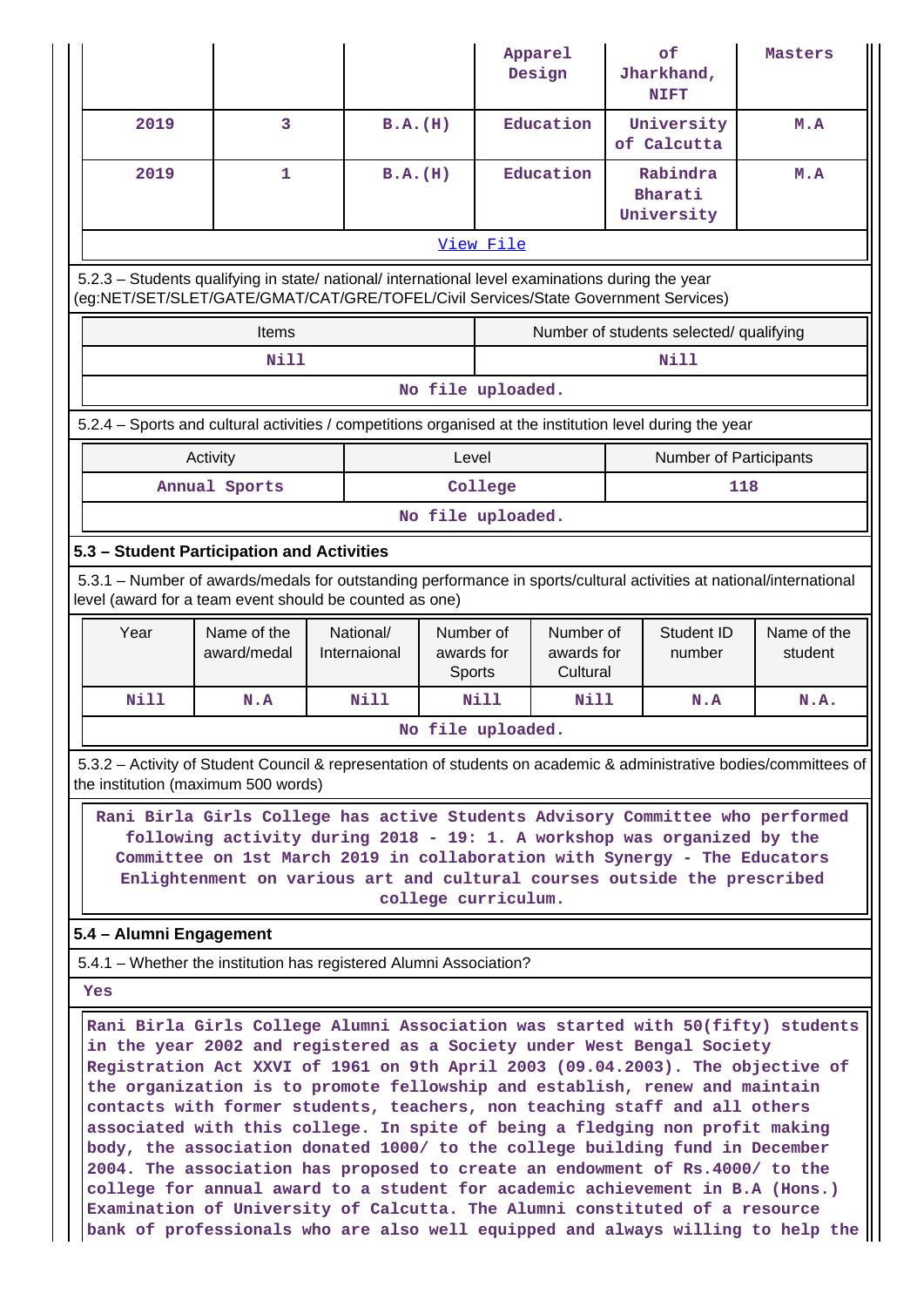|  |  |  | Apparel Design | of Jharkhand, NIFT | Masters |
|---|---|---|---|---|---|
| 2019 | 3 | B.A.(H) | Education | University of Calcutta | M.A |
| 2019 | 1 | B.A.(H) | Education | Rabindra Bharati University | M.A |

View File

5.2.3 – Students qualifying in state/ national/ international level examinations during the year (eg:NET/SET/SLET/GATE/GMAT/CAT/GRE/TOFEL/Civil Services/State Government Services)

| Items | Number of students selected/ qualifying |
|---|---|
| Nill | Nill |

No file uploaded.

5.2.4 – Sports and cultural activities / competitions organised at the institution level during the year

| Activity | Level | Number of Participants |
|---|---|---|
| Annual Sports | College | 118 |

No file uploaded.

### 5.3 – Student Participation and Activities

5.3.1 – Number of awards/medals for outstanding performance in sports/cultural activities at national/international level (award for a team event should be counted as one)

| Year | Name of the award/medal | National/ Internaional | Number of awards for Sports | Number of awards for Cultural | Student ID number | Name of the student |
|---|---|---|---|---|---|---|
| Nill | N.A | Nill | Nill | Nill | N.A | N.A. |

No file uploaded.

5.3.2 – Activity of Student Council & representation of students on academic & administrative bodies/committees of the institution (maximum 500 words)

Rani Birla Girls College has active Students Advisory Committee who performed following activity during 2018 - 19: 1. A workshop was organized by the Committee on 1st March 2019 in collaboration with Synergy - The Educators Enlightenment on various art and cultural courses outside the prescribed college curriculum.

### 5.4 – Alumni Engagement

5.4.1 – Whether the institution has registered Alumni Association?

Yes

Rani Birla Girls College Alumni Association was started with 50(fifty) students in the year 2002 and registered as a Society under West Bengal Society Registration Act XXVI of 1961 on 9th April 2003 (09.04.2003). The objective of the organization is to promote fellowship and establish, renew and maintain contacts with former students, teachers, non teaching staff and all others associated with this college. In spite of being a fledging non profit making body, the association donated 1000/ to the college building fund in December 2004. The association has proposed to create an endowment of Rs.4000/ to the college for annual award to a student for academic achievement in B.A (Hons.) Examination of University of Calcutta. The Alumni constituted of a resource bank of professionals who are also well equipped and always willing to help the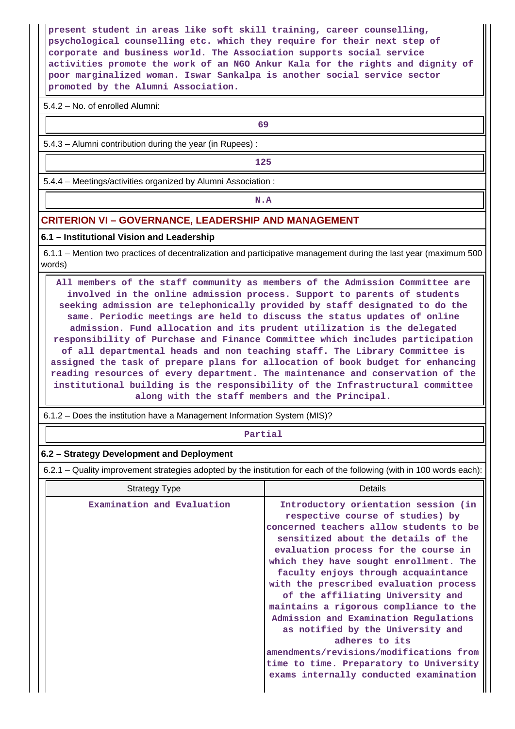present student in areas like soft skill training, career counselling, psychological counselling etc. which they require for their next step of corporate and business world. The Association supports social service activities promote the work of an NGO Ankur Kala for the rights and dignity of poor marginalized woman. Iswar Sankalpa is another social service sector promoted by the Alumni Association.

5.4.2 – No. of enrolled Alumni:

69

5.4.3 – Alumni contribution during the year (in Rupees) :

125

5.4.4 – Meetings/activities organized by Alumni Association :

N.A

## CRITERION VI – GOVERNANCE, LEADERSHIP AND MANAGEMENT

### 6.1 – Institutional Vision and Leadership

6.1.1 – Mention two practices of decentralization and participative management during the last year (maximum 500 words)

All members of the staff community as members of the Admission Committee are involved in the online admission process. Support to parents of students seeking admission are telephonically provided by staff designated to do the same. Periodic meetings are held to discuss the status updates of online admission. Fund allocation and its prudent utilization is the delegated responsibility of Purchase and Finance Committee which includes participation of all departmental heads and non teaching staff. The Library Committee is assigned the task of prepare plans for allocation of book budget for enhancing reading resources of every department. The maintenance and conservation of the institutional building is the responsibility of the Infrastructural committee along with the staff members and the Principal.

6.1.2 – Does the institution have a Management Information System (MIS)?

Partial

### 6.2 – Strategy Development and Deployment

6.2.1 – Quality improvement strategies adopted by the institution for each of the following (with in 100 words each):

| Strategy Type | Details |
|---|---|
| Examination and Evaluation | Introductory orientation session (in respective course of studies) by concerned teachers allow students to be sensitized about the details of the evaluation process for the course in which they have sought enrollment. The faculty enjoys through acquaintance with the prescribed evaluation process of the affiliating University and maintains a rigorous compliance to the Admission and Examination Regulations as notified by the University and adheres to its amendments/revisions/modifications from time to time. Preparatory to University exams internally conducted examination |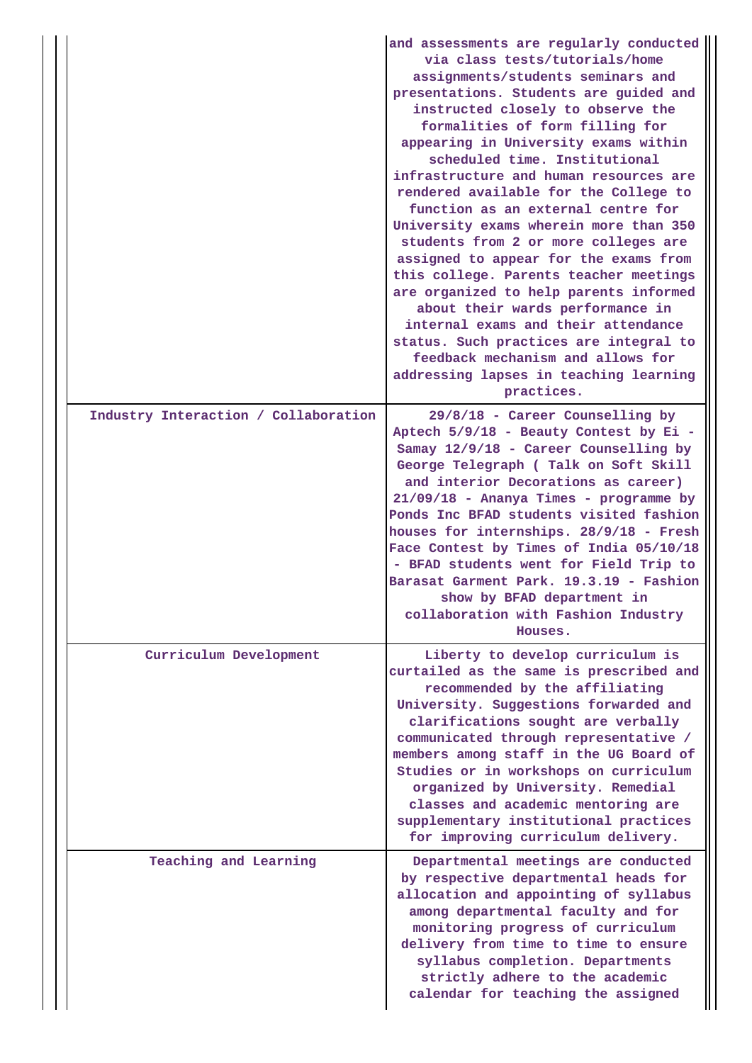| | |
|---|---|
| | and assessments are regularly conducted via class tests/tutorials/home assignments/students seminars and presentations. Students are guided and instructed closely to observe the formalities of form filling for appearing in University exams within scheduled time. Institutional infrastructure and human resources are rendered available for the College to function as an external centre for University exams wherein more than 350 students from 2 or more colleges are assigned to appear for the exams from this college. Parents teacher meetings are organized to help parents informed about their wards performance in internal exams and their attendance status. Such practices are integral to feedback mechanism and allows for addressing lapses in teaching learning practices. |
| Industry Interaction / Collaboration | 29/8/18 - Career Counselling by Aptech 5/9/18 - Beauty Contest by Ei - Samay 12/9/18 - Career Counselling by George Telegraph ( Talk on Soft Skill and interior Decorations as career) 21/09/18 - Ananya Times - programme by Ponds Inc BFAD students visited fashion houses for internships. 28/9/18 - Fresh Face Contest by Times of India 05/10/18 - BFAD students went for Field Trip to Barasat Garment Park. 19.3.19 - Fashion show by BFAD department in collaboration with Fashion Industry Houses. |
| Curriculum Development | Liberty to develop curriculum is curtailed as the same is prescribed and recommended by the affiliating University. Suggestions forwarded and clarifications sought are verbally communicated through representative / members among staff in the UG Board of Studies or in workshops on curriculum organized by University. Remedial classes and academic mentoring are supplementary institutional practices for improving curriculum delivery. |
| Teaching and Learning | Departmental meetings are conducted by respective departmental heads for allocation and appointing of syllabus among departmental faculty and for monitoring progress of curriculum delivery from time to time to ensure syllabus completion. Departments strictly adhere to the academic calendar for teaching the assigned |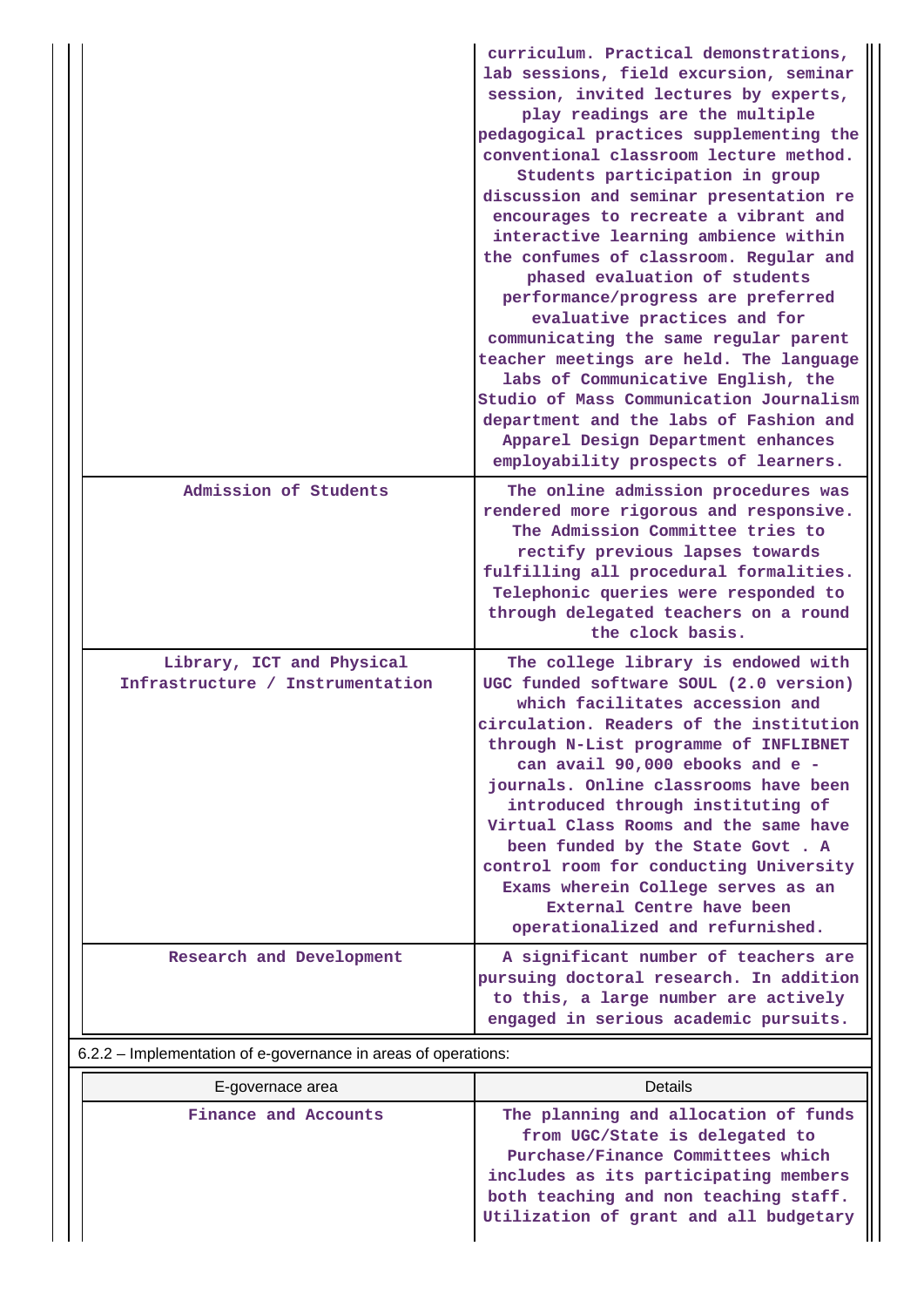| | |
|---|---|
| | curriculum. Practical demonstrations, lab sessions, field excursion, seminar session, invited lectures by experts, play readings are the multiple pedagogical practices supplementing the conventional classroom lecture method. Students participation in group discussion and seminar presentation re encourages to recreate a vibrant and interactive learning ambience within the confumes of classroom. Regular and phased evaluation of students performance/progress are preferred evaluative practices and for communicating the same regular parent teacher meetings are held. The language labs of Communicative English, the Studio of Mass Communication Journalism department and the labs of Fashion and Apparel Design Department enhances employability prospects of learners. |
| Admission of Students | The online admission procedures was rendered more rigorous and responsive. The Admission Committee tries to rectify previous lapses towards fulfilling all procedural formalities. Telephonic queries were responded to through delegated teachers on a round the clock basis. |
| Library, ICT and Physical Infrastructure / Instrumentation | The college library is endowed with UGC funded software SOUL (2.0 version) which facilitates accession and circulation. Readers of the institution through N-List programme of INFLIBNET can avail 90,000 ebooks and e - journals. Online classrooms have been introduced through instituting of Virtual Class Rooms and the same have been funded by the State Govt . A control room for conducting University Exams wherein College serves as an External Centre have been operationalized and refurnished. |
| Research and Development | A significant number of teachers are pursuing doctoral research. In addition to this, a large number are actively engaged in serious academic pursuits. |

6.2.2 – Implementation of e-governance in areas of operations:

| E-governace area | Details |
|---|---|
| Finance and Accounts | The planning and allocation of funds from UGC/State is delegated to Purchase/Finance Committees which includes as its participating members both teaching and non teaching staff. Utilization of grant and all budgetary |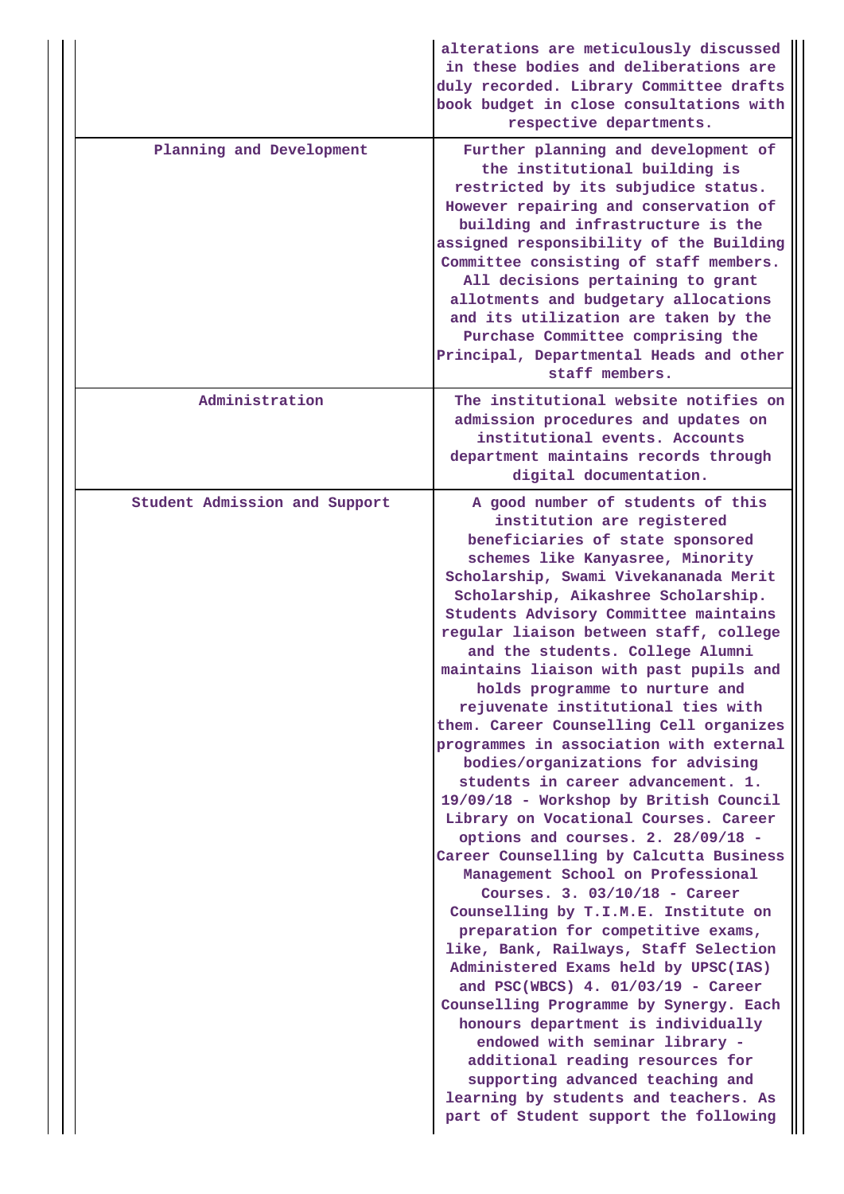| | |
|---|---|
| | alterations are meticulously discussed in these bodies and deliberations are duly recorded. Library Committee drafts book budget in close consultations with respective departments. |
| Planning and Development | Further planning and development of the institutional building is restricted by its subjudice status. However repairing and conservation of building and infrastructure is the assigned responsibility of the Building Committee consisting of staff members. All decisions pertaining to grant allotments and budgetary allocations and its utilization are taken by the Purchase Committee comprising the Principal, Departmental Heads and other staff members. |
| Administration | The institutional website notifies on admission procedures and updates on institutional events. Accounts department maintains records through digital documentation. |
| Student Admission and Support | A good number of students of this institution are registered beneficiaries of state sponsored schemes like Kanyasree, Minority Scholarship, Swami Vivekananada Merit Scholarship, Aikashree Scholarship. Students Advisory Committee maintains regular liaison between staff, college and the students. College Alumni maintains liaison with past pupils and holds programme to nurture and rejuvenate institutional ties with them. Career Counselling Cell organizes programmes in association with external bodies/organizations for advising students in career advancement. 1. 19/09/18 - Workshop by British Council Library on Vocational Courses. Career options and courses. 2. 28/09/18 - Career Counselling by Calcutta Business Management School on Professional Courses. 3. 03/10/18 - Career Counselling by T.I.M.E. Institute on preparation for competitive exams, like, Bank, Railways, Staff Selection Administered Exams held by UPSC(IAS) and PSC(WBCS) 4. 01/03/19 - Career Counselling Programme by Synergy. Each honours department is individually endowed with seminar library - additional reading resources for supporting advanced teaching and learning by students and teachers. As part of Student support the following |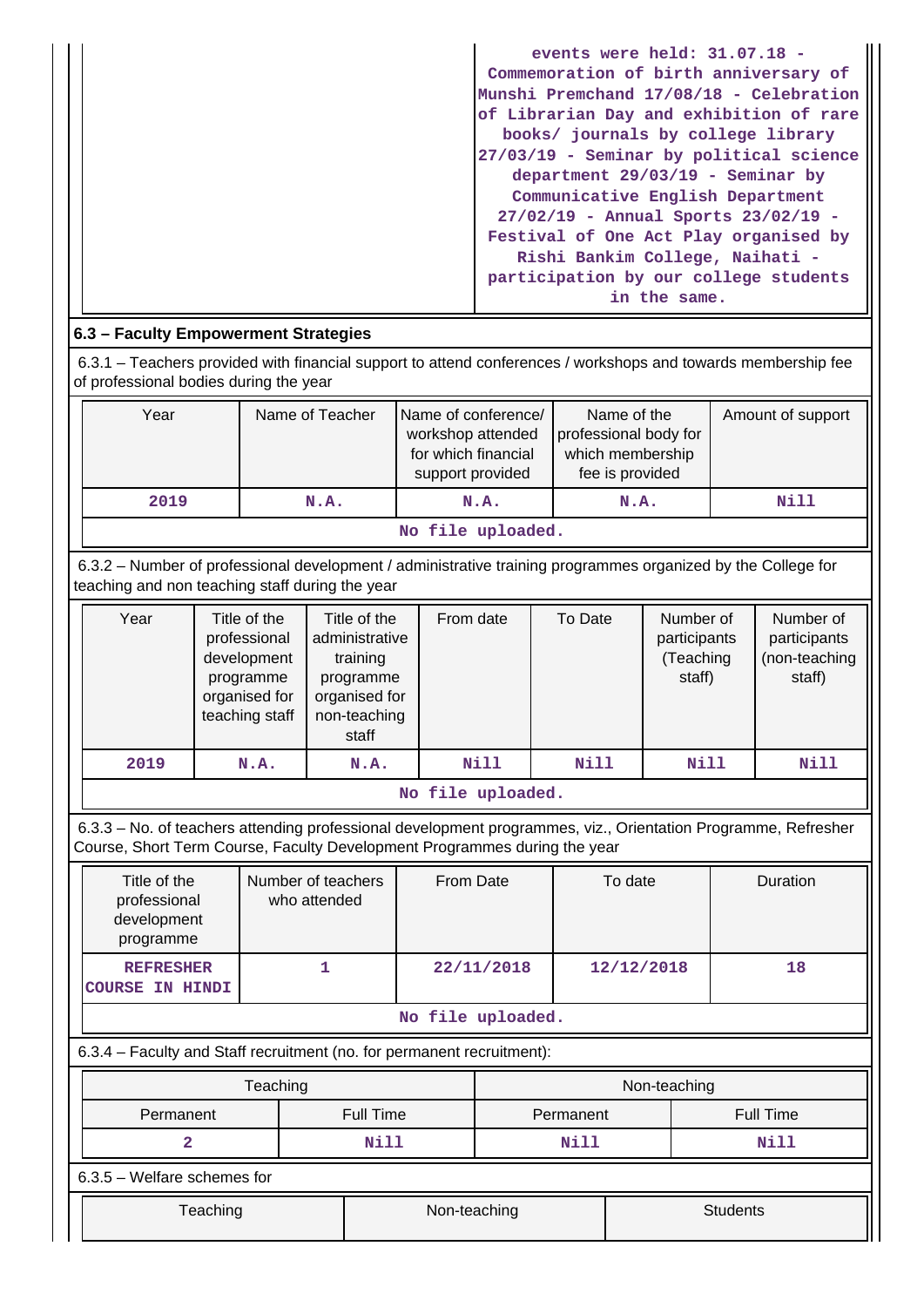| | events were held: 31.07.18 - Commemoration of birth anniversary of Munshi Premchand 17/08/18 - Celebration of Librarian Day and exhibition of rare books/ journals by college library 27/03/19 - Seminar by political science department 29/03/19 - Seminar by Communicative English Department 27/02/19 - Annual Sports 23/02/19 - Festival of One Act Play organised by Rishi Bankim College, Naihati - participation by our college students in the same. |
|---|---|

## 6.3 – Faculty Empowerment Strategies

6.3.1 – Teachers provided with financial support to attend conferences / workshops and towards membership fee of professional bodies during the year

| Year | Name of Teacher | Name of conference/ workshop attended for which financial support provided | Name of the professional body for which membership fee is provided | Amount of support |
|---|---|---|---|---|
| 2019 | N.A. | N.A. | N.A. | Nill |

No file uploaded.

6.3.2 – Number of professional development / administrative training programmes organized by the College for teaching and non teaching staff during the year

| Year | Title of the professional development programme organised for teaching staff | Title of the administrative training programme organised for non-teaching staff | From date | To Date | Number of participants (Teaching staff) | Number of participants (non-teaching staff) |
|---|---|---|---|---|---|---|
| 2019 | N.A. | N.A. | Nill | Nill | Nill | Nill |

No file uploaded.

6.3.3 – No. of teachers attending professional development programmes, viz., Orientation Programme, Refresher Course, Short Term Course, Faculty Development Programmes during the year

| Title of the professional development programme | Number of teachers who attended | From Date | To date | Duration |
|---|---|---|---|---|
| REFRESHER COURSE IN HINDI | 1 | 22/11/2018 | 12/12/2018 | 18 |

No file uploaded.

6.3.4 – Faculty and Staff recruitment (no. for permanent recruitment):

| Teaching | | Non-teaching | |
|---|---|---|---|
| Permanent | Full Time | Permanent | Full Time |
| 2 | Nill | Nill | Nill |

6.3.5 – Welfare schemes for

| Teaching | Non-teaching | Students |
|---|---|---|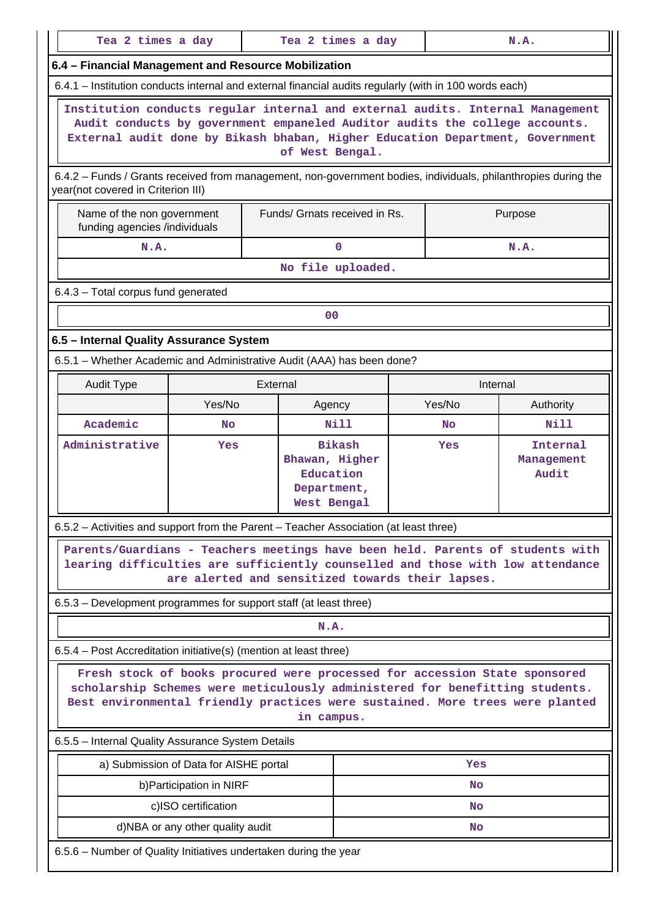| Tea 2 times a day | Tea 2 times a day | N.A. |
|---|---|---|

### 6.4 – Financial Management and Resource Mobilization

6.4.1 – Institution conducts internal and external financial audits regularly (with in 100 words each)

Institution conducts regular internal and external audits. Internal Management Audit conducts by government empaneled Auditor audits the college accounts. External audit done by Bikash bhaban, Higher Education Department, Government of West Bengal.

6.4.2 – Funds / Grants received from management, non-government bodies, individuals, philanthropies during the year(not covered in Criterion III)

| Name of the non government funding agencies /individuals | Funds/ Grnats received in Rs. | Purpose |
|---|---|---|
| N.A. | 0 | N.A. |

No file uploaded.

6.4.3 – Total corpus fund generated

00

### 6.5 – Internal Quality Assurance System

6.5.1 – Whether Academic and Administrative Audit (AAA) has been done?

| Audit Type | External | | Internal | |
|---|---|---|---|---|
| | Yes/No | Agency | Yes/No | Authority |
| Academic | No | Nill | No | Nill |
| Administrative | Yes | Bikash Bhawan, Higher Education Department, West Bengal | Yes | Internal Management Audit |

6.5.2 – Activities and support from the Parent – Teacher Association (at least three)

Parents/Guardians - Teachers meetings have been held. Parents of students with learing difficulties are sufficiently counselled and those with low attendance are alerted and sensitized towards their lapses.

6.5.3 – Development programmes for support staff (at least three)

N.A.

6.5.4 – Post Accreditation initiative(s) (mention at least three)

Fresh stock of books procured were processed for accession State sponsored scholarship Schemes were meticulously administered for benefitting students. Best environmental friendly practices were sustained. More trees were planted in campus.

6.5.5 – Internal Quality Assurance System Details

| | |
|---|---|
| a) Submission of Data for AISHE portal | Yes |
| b)Participation in NIRF | No |
| c)ISO certification | No |
| d)NBA or any other quality audit | No |

6.5.6 – Number of Quality Initiatives undertaken during the year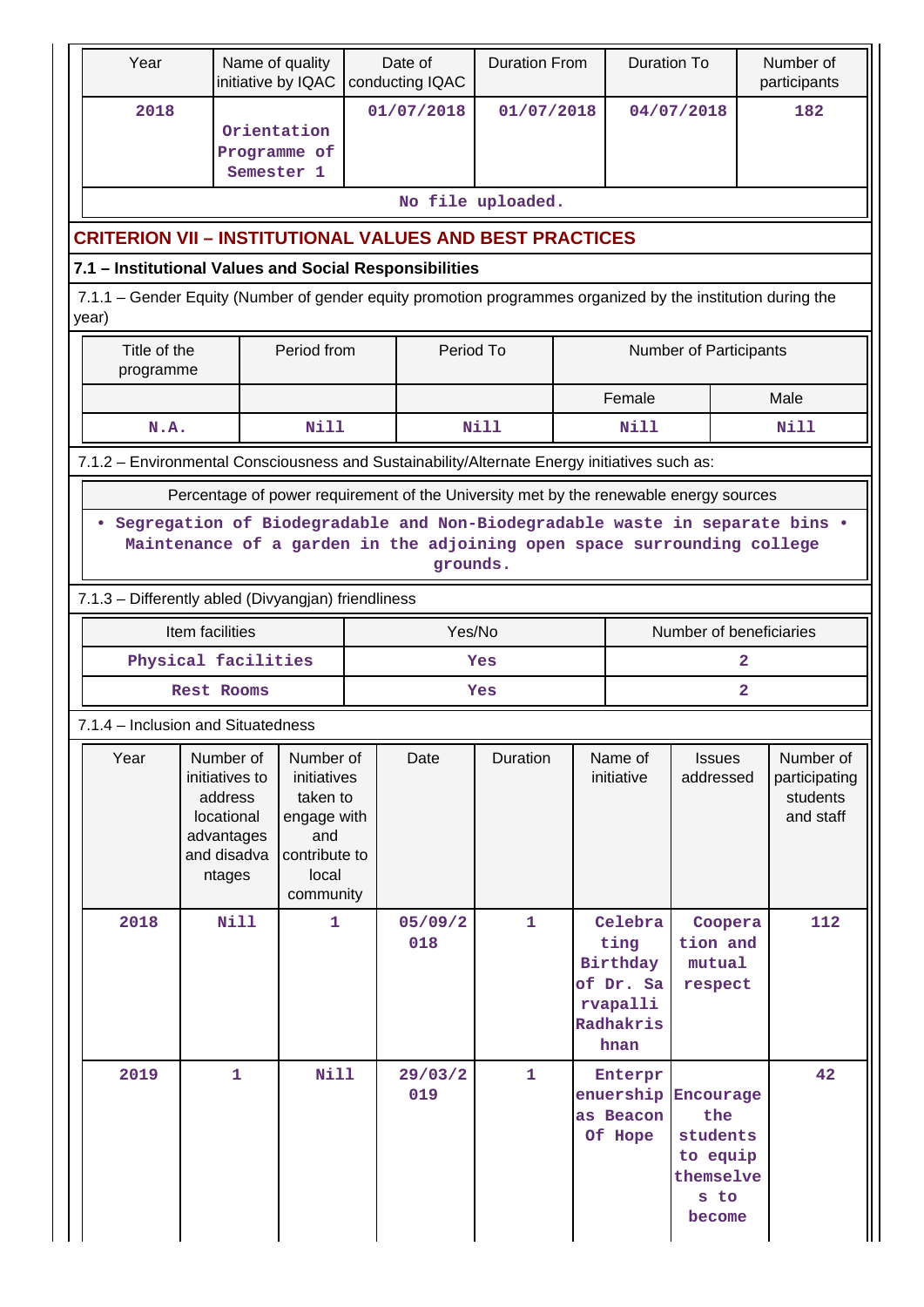| Year | Name of quality initiative by IQAC | Date of conducting IQAC | Duration From | Duration To | Number of participants |
|---|---|---|---|---|---|
| 2018 | Orientation Programme of Semester 1 | 01/07/2018 | 01/07/2018 | 04/07/2018 | 182 |

No file uploaded.

## CRITERION VII – INSTITUTIONAL VALUES AND BEST PRACTICES

### 7.1 – Institutional Values and Social Responsibilities

7.1.1 – Gender Equity (Number of gender equity promotion programmes organized by the institution during the year)

| Title of the programme | Period from | Period To | Number of Participants | |
|---|---|---|---|---|
| | | | Female | Male |
| N.A. | Nill | Nill | Nill | Nill |

7.1.2 – Environmental Consciousness and Sustainability/Alternate Energy initiatives such as:

| Percentage of power requirement of the University met by the renewable energy sources |
|---|
| • Segregation of Biodegradable and Non-Biodegradable waste in separate bins • Maintenance of a garden in the adjoining open space surrounding college grounds. |

7.1.3 – Differently abled (Divyangjan) friendliness

| Item facilities | Yes/No | Number of beneficiaries |
|---|---|---|
| Physical facilities | Yes | 2 |
| Rest Rooms | Yes | 2 |

7.1.4 – Inclusion and Situatedness

| Year | Number of initiatives to address locational advantages and disadvantages | Number of initiatives taken to engage with and contribute to local community | Date | Duration | Name of initiative | Issues addressed | Number of participating students and staff |
|---|---|---|---|---|---|---|---|
| 2018 | Nill | 1 | 05/09/2018 | 1 | Celebrating Birthday of Dr. Sarvapalli Radhakrishnan | Cooperation and mutual respect | 112 |
| 2019 | 1 | Nill | 29/03/2019 | 1 | Enterprenuership as Beacon Of Hope | Encourage the students to equip themselves to become | 42 |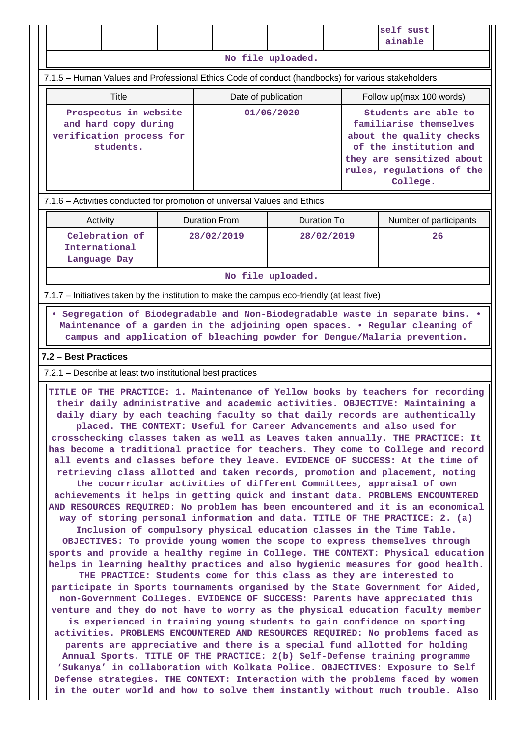| | | | | | self sust ainable | |
|---|---|---|---|---|---|---|

No file uploaded.

7.1.5 – Human Values and Professional Ethics Code of conduct (handbooks) for various stakeholders

| Title | Date of publication | Follow up(max 100 words) |
|---|---|---|
| Prospectus in website and hard copy during verification process for students. | 01/06/2020 | Students are able to familiarise themselves about the quality checks of the institution and they are sensitized about rules, regulations of the College. |

7.1.6 – Activities conducted for promotion of universal Values and Ethics

| Activity | Duration From | Duration To | Number of participants |
|---|---|---|---|
| Celebration of International Language Day | 28/02/2019 | 28/02/2019 | 26 |

No file uploaded.

7.1.7 – Initiatives taken by the institution to make the campus eco-friendly (at least five)

• Segregation of Biodegradable and Non-Biodegradable waste in separate bins. • Maintenance of a garden in the adjoining open spaces. • Regular cleaning of campus and application of bleaching powder for Dengue/Malaria prevention.

**7.2 – Best Practices**

7.2.1 – Describe at least two institutional best practices

TITLE OF THE PRACTICE: 1. Maintenance of Yellow books by teachers for recording their daily administrative and academic activities. OBJECTIVE: Maintaining a daily diary by each teaching faculty so that daily records are authentically placed. THE CONTEXT: Useful for Career Advancements and also used for crosschecking classes taken as well as Leaves taken annually. THE PRACTICE: It has become a traditional practice for teachers. They come to College and record all events and classes before they leave. EVIDENCE OF SUCCESS: At the time of retrieving class allotted and taken records, promotion and placement, noting the cocurricular activities of different Committees, appraisal of own achievements it helps in getting quick and instant data. PROBLEMS ENCOUNTERED AND RESOURCES REQUIRED: No problem has been encountered and it is an economical way of storing personal information and data. TITLE OF THE PRACTICE: 2. (a) Inclusion of compulsory physical education classes in the Time Table. OBJECTIVES: To provide young women the scope to express themselves through sports and provide a healthy regime in College. THE CONTEXT: Physical education helps in learning healthy practices and also hygienic measures for good health. THE PRACTICE: Students come for this class as they are interested to participate in Sports tournaments organised by the State Government for Aided, non-Government Colleges. EVIDENCE OF SUCCESS: Parents have appreciated this venture and they do not have to worry as the physical education faculty member is experienced in training young students to gain confidence on sporting activities. PROBLEMS ENCOUNTERED AND RESOURCES REQUIRED: No problems faced as parents are appreciative and there is a special fund allotted for holding Annual Sports. TITLE OF THE PRACTICE: 2(b) Self-Defense training programme 'Sukanya' in collaboration with Kolkata Police. OBJECTIVES: Exposure to Self Defense strategies. THE CONTEXT: Interaction with the problems faced by women in the outer world and how to solve them instantly without much trouble. Also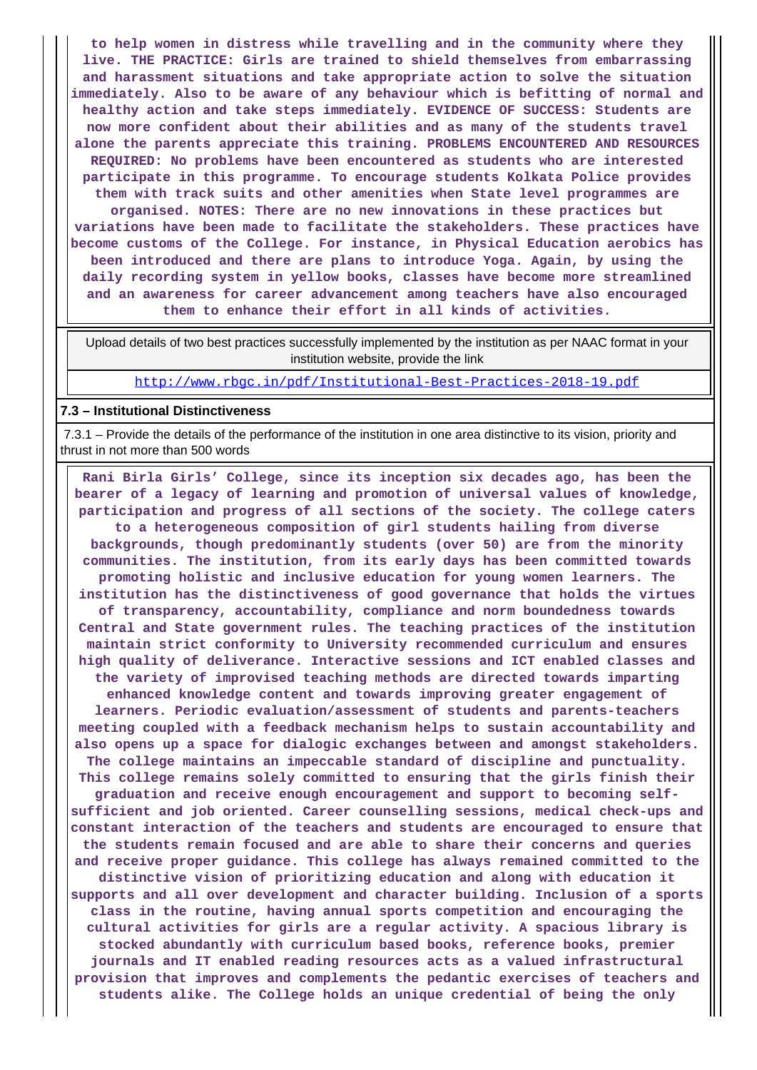**to help women in distress while travelling and in the community where they live. THE PRACTICE: Girls are trained to shield themselves from embarrassing and harassment situations and take appropriate action to solve the situation immediately. Also to be aware of any behaviour which is befitting of normal and healthy action and take steps immediately. EVIDENCE OF SUCCESS: Students are now more confident about their abilities and as many of the students travel alone the parents appreciate this training. PROBLEMS ENCOUNTERED AND RESOURCES REQUIRED: No problems have been encountered as students who are interested participate in this programme. To encourage students Kolkata Police provides them with track suits and other amenities when State level programmes are organised. NOTES: There are no new innovations in these practices but variations have been made to facilitate the stakeholders. These practices have become customs of the College. For instance, in Physical Education aerobics has been introduced and there are plans to introduce Yoga. Again, by using the daily recording system in yellow books, classes have become more streamlined and an awareness for career advancement among teachers have also encouraged them to enhance their effort in all kinds of activities.**

| Upload details of two best practices successfully implemented by the institution as per NAAC format in your institution website, provide the link |
|---|
| http://www.rbgc.in/pdf/Institutional-Best-Practices-2018-19.pdf |

**7.3 – Institutional Distinctiveness**

7.3.1 – Provide the details of the performance of the institution in one area distinctive to its vision, priority and thrust in not more than 500 words

**Rani Birla Girls' College, since its inception six decades ago, has been the bearer of a legacy of learning and promotion of universal values of knowledge, participation and progress of all sections of the society. The college caters to a heterogeneous composition of girl students hailing from diverse backgrounds, though predominantly students (over 50) are from the minority communities. The institution, from its early days has been committed towards promoting holistic and inclusive education for young women learners. The institution has the distinctiveness of good governance that holds the virtues of transparency, accountability, compliance and norm boundedness towards Central and State government rules. The teaching practices of the institution maintain strict conformity to University recommended curriculum and ensures high quality of deliverance. Interactive sessions and ICT enabled classes and the variety of improvised teaching methods are directed towards imparting enhanced knowledge content and towards improving greater engagement of learners. Periodic evaluation/assessment of students and parents-teachers meeting coupled with a feedback mechanism helps to sustain accountability and also opens up a space for dialogic exchanges between and amongst stakeholders. The college maintains an impeccable standard of discipline and punctuality. This college remains solely committed to ensuring that the girls finish their graduation and receive enough encouragement and support to becoming self-sufficient and job oriented. Career counselling sessions, medical check-ups and constant interaction of the teachers and students are encouraged to ensure that the students remain focused and are able to share their concerns and queries and receive proper guidance. This college has always remained committed to the distinctive vision of prioritizing education and along with education it supports and all over development and character building. Inclusion of a sports class in the routine, having annual sports competition and encouraging the cultural activities for girls are a regular activity. A spacious library is stocked abundantly with curriculum based books, reference books, premier journals and IT enabled reading resources acts as a valued infrastructural provision that improves and complements the pedantic exercises of teachers and students alike. The College holds an unique credential of being the only**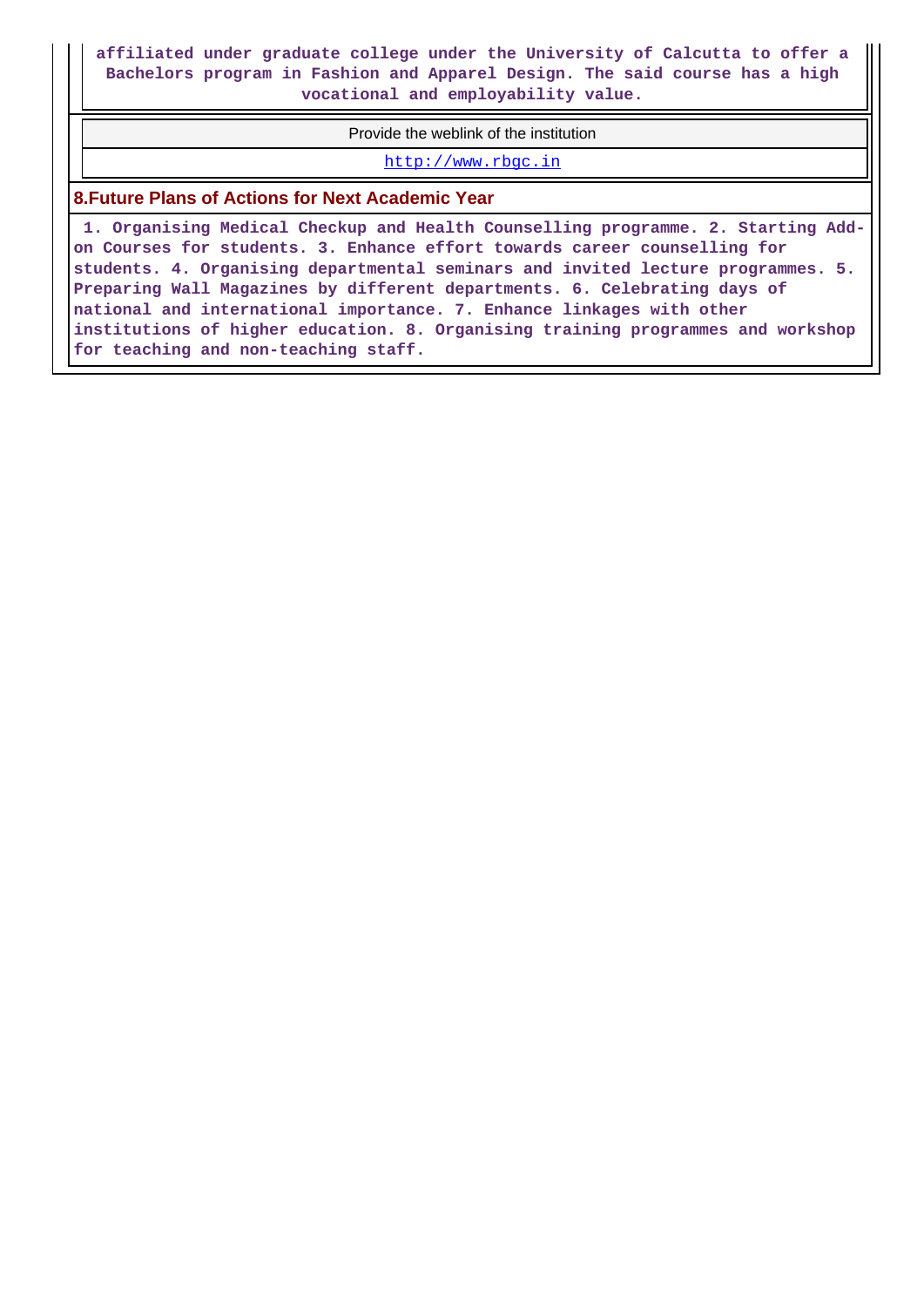affiliated under graduate college under the University of Calcutta to offer a Bachelors program in Fashion and Apparel Design. The said course has a high vocational and employability value.

| Provide the weblink of the institution |
| --- |
| http://www.rbgc.in |

## 8.Future Plans of Actions for Next Academic Year

1. Organising Medical Checkup and Health Counselling programme. 2. Starting Add-on Courses for students. 3. Enhance effort towards career counselling for students. 4. Organising departmental seminars and invited lecture programmes. 5. Preparing Wall Magazines by different departments. 6. Celebrating days of national and international importance. 7. Enhance linkages with other institutions of higher education. 8. Organising training programmes and workshop for teaching and non-teaching staff.